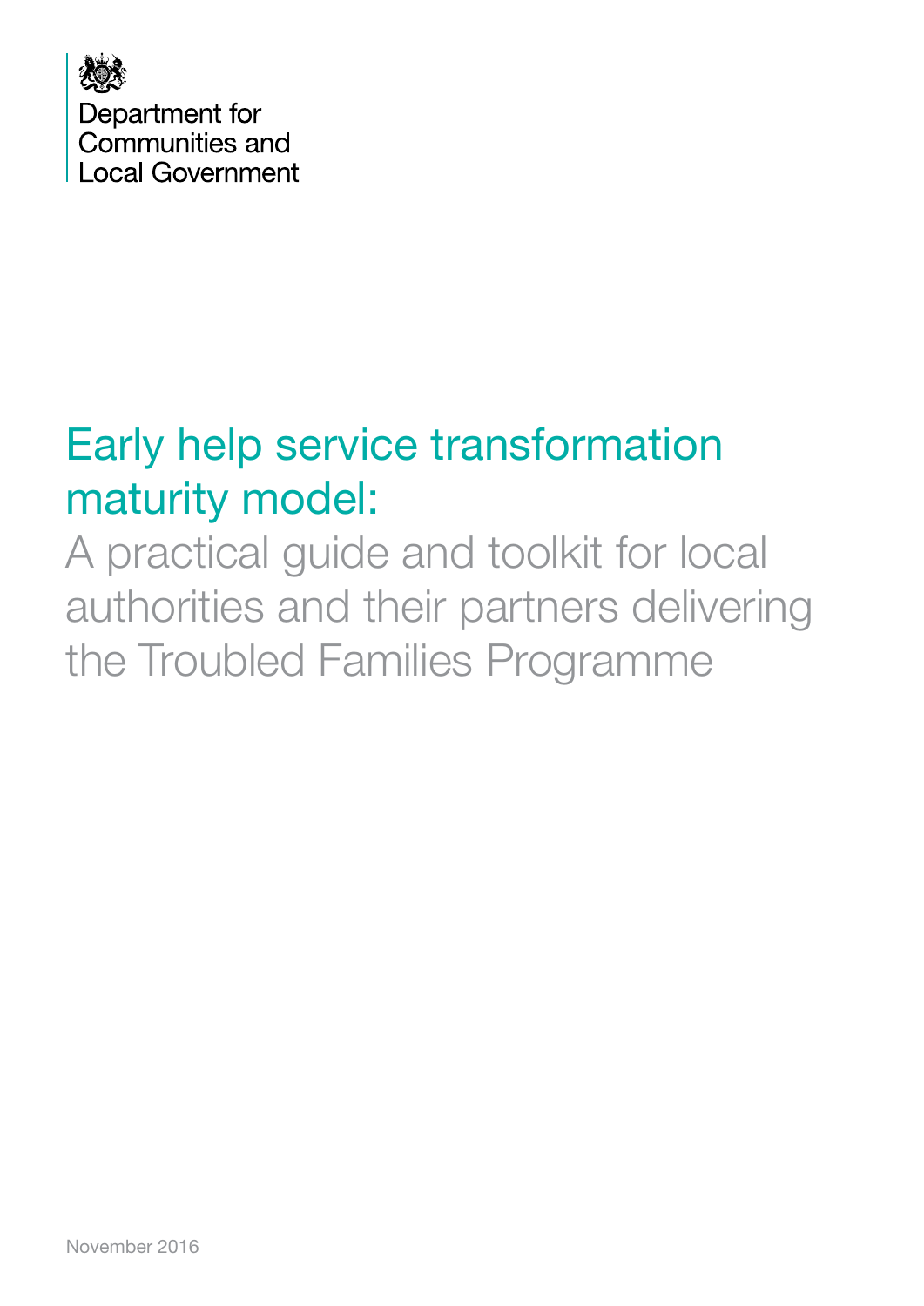Department for
Communities and
Local Government

# Early help service transformation maturity model:

## A practical guide and toolkit for local authorities and their partners delivering the Troubled Families Programme

November 2016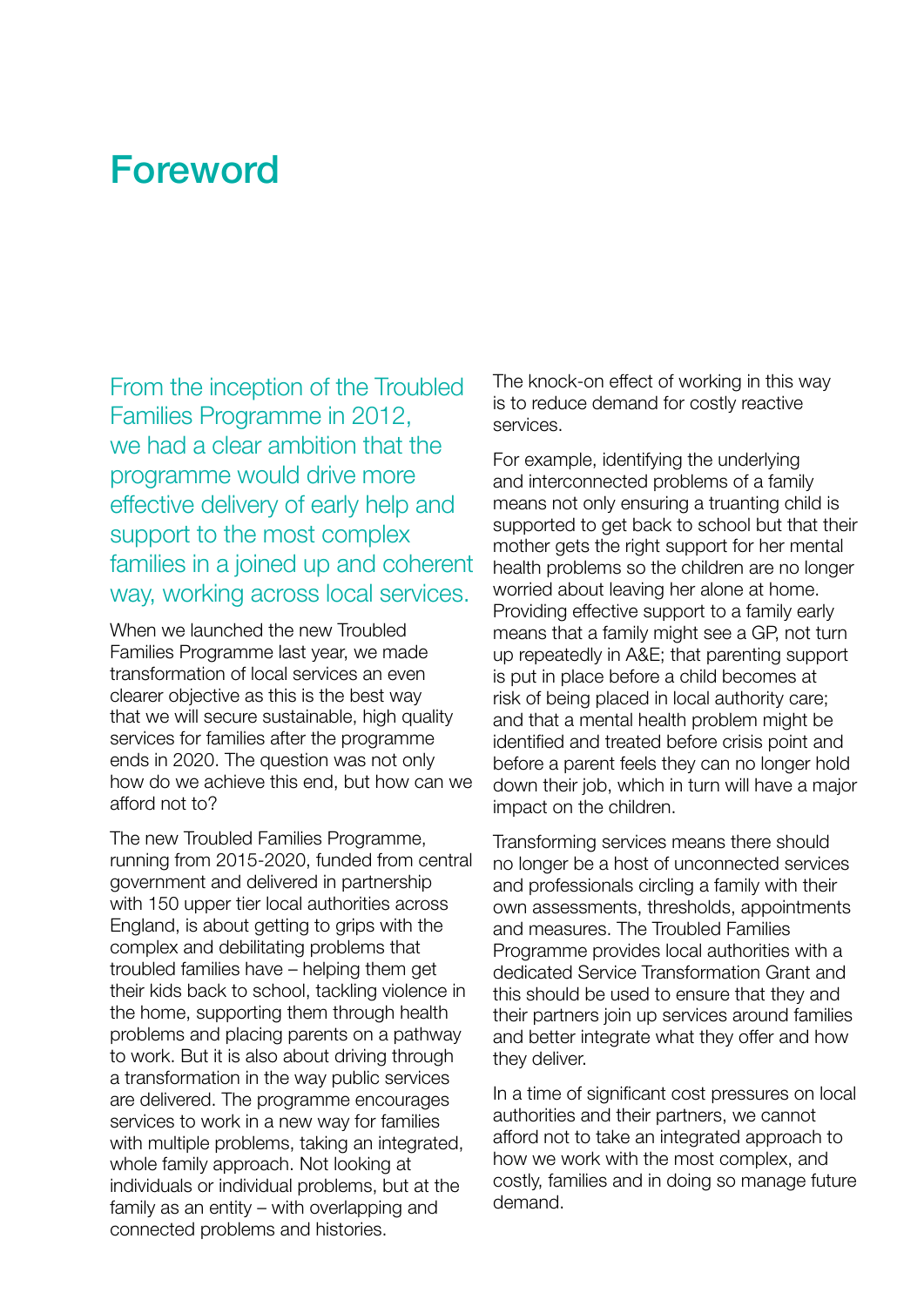# Foreword

From the inception of the Troubled Families Programme in 2012, we had a clear ambition that the programme would drive more effective delivery of early help and support to the most complex families in a joined up and coherent way, working across local services.

When we launched the new Troubled Families Programme last year, we made transformation of local services an even clearer objective as this is the best way that we will secure sustainable, high quality services for families after the programme ends in 2020. The question was not only how do we achieve this end, but how can we afford not to?

The new Troubled Families Programme, running from 2015-2020, funded from central government and delivered in partnership with 150 upper tier local authorities across England, is about getting to grips with the complex and debilitating problems that troubled families have – helping them get their kids back to school, tackling violence in the home, supporting them through health problems and placing parents on a pathway to work. But it is also about driving through a transformation in the way public services are delivered. The programme encourages services to work in a new way for families with multiple problems, taking an integrated, whole family approach. Not looking at individuals or individual problems, but at the family as an entity – with overlapping and connected problems and histories.

The knock-on effect of working in this way is to reduce demand for costly reactive services.

For example, identifying the underlying and interconnected problems of a family means not only ensuring a truanting child is supported to get back to school but that their mother gets the right support for her mental health problems so the children are no longer worried about leaving her alone at home. Providing effective support to a family early means that a family might see a GP, not turn up repeatedly in A&E; that parenting support is put in place before a child becomes at risk of being placed in local authority care; and that a mental health problem might be identified and treated before crisis point and before a parent feels they can no longer hold down their job, which in turn will have a major impact on the children.

Transforming services means there should no longer be a host of unconnected services and professionals circling a family with their own assessments, thresholds, appointments and measures. The Troubled Families Programme provides local authorities with a dedicated Service Transformation Grant and this should be used to ensure that they and their partners join up services around families and better integrate what they offer and how they deliver.

In a time of significant cost pressures on local authorities and their partners, we cannot afford not to take an integrated approach to how we work with the most complex, and costly, families and in doing so manage future demand.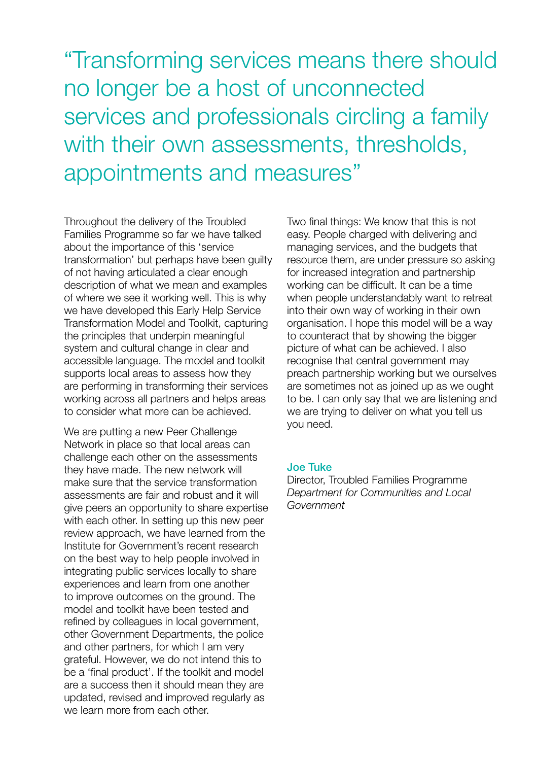“Transforming services means there should no longer be a host of unconnected services and professionals circling a family with their own assessments, thresholds, appointments and measures”

Throughout the delivery of the Troubled Families Programme so far we have talked about the importance of this ‘service transformation’ but perhaps have been guilty of not having articulated a clear enough description of what we mean and examples of where we see it working well. This is why we have developed this Early Help Service Transformation Model and Toolkit, capturing the principles that underpin meaningful system and cultural change in clear and accessible language. The model and toolkit supports local areas to assess how they are performing in transforming their services working across all partners and helps areas to consider what more can be achieved.

We are putting a new Peer Challenge Network in place so that local areas can challenge each other on the assessments they have made. The new network will make sure that the service transformation assessments are fair and robust and it will give peers an opportunity to share expertise with each other. In setting up this new peer review approach, we have learned from the Institute for Government’s recent research on the best way to help people involved in integrating public services locally to share experiences and learn from one another to improve outcomes on the ground. The model and toolkit have been tested and refined by colleagues in local government, other Government Departments, the police and other partners, for which I am very grateful. However, we do not intend this to be a ‘final product’. If the toolkit and model are a success then it should mean they are updated, revised and improved regularly as we learn more from each other.

Two final things: We know that this is not easy. People charged with delivering and managing services, and the budgets that resource them, are under pressure so asking for increased integration and partnership working can be difficult. It can be a time when people understandably want to retreat into their own way of working in their own organisation. I hope this model will be a way to counteract that by showing the bigger picture of what can be achieved. I also recognise that central government may preach partnership working but we ourselves are sometimes not as joined up as we ought to be. I can only say that we are listening and we are trying to deliver on what you tell us you need.

**Joe Tuke**
Director, Troubled Families Programme
*Department for Communities and Local Government*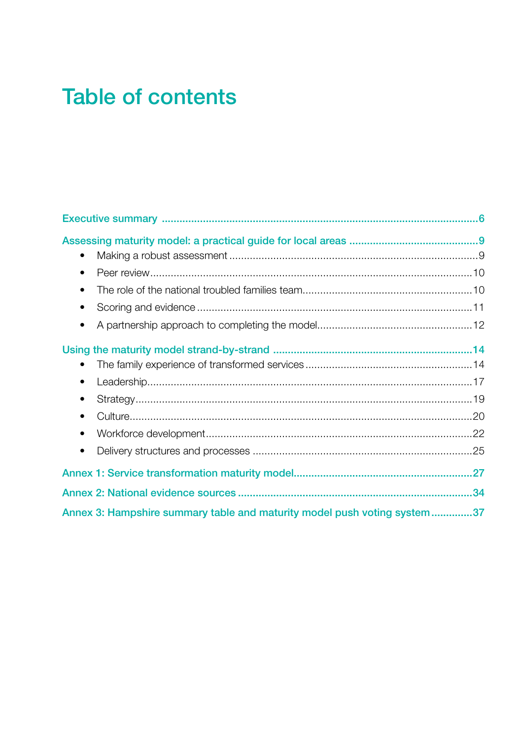# Table of contents

Executive summary ............................................................................................................6

Assessing maturity model: a practical guide for local areas ............................................9

- Making a robust assessment ....................................................................................9
- Peer review.............................................................................................................10
- The role of the national troubled families team.........................................................10
- Scoring and evidence .............................................................................................11
- A partnership approach to completing the model....................................................12

Using the maturity model strand-by-strand ...................................................................14

- The family experience of transformed services ........................................................14
- Leadership..............................................................................................................17
- Strategy..................................................................................................................19
- Culture....................................................................................................................20
- Workforce development..........................................................................................22
- Delivery structures and processes ..........................................................................25

Annex 1: Service transformation maturity model............................................................27

Annex 2: National evidence sources ...............................................................................34

Annex 3: Hampshire summary table and maturity model push voting system ..............37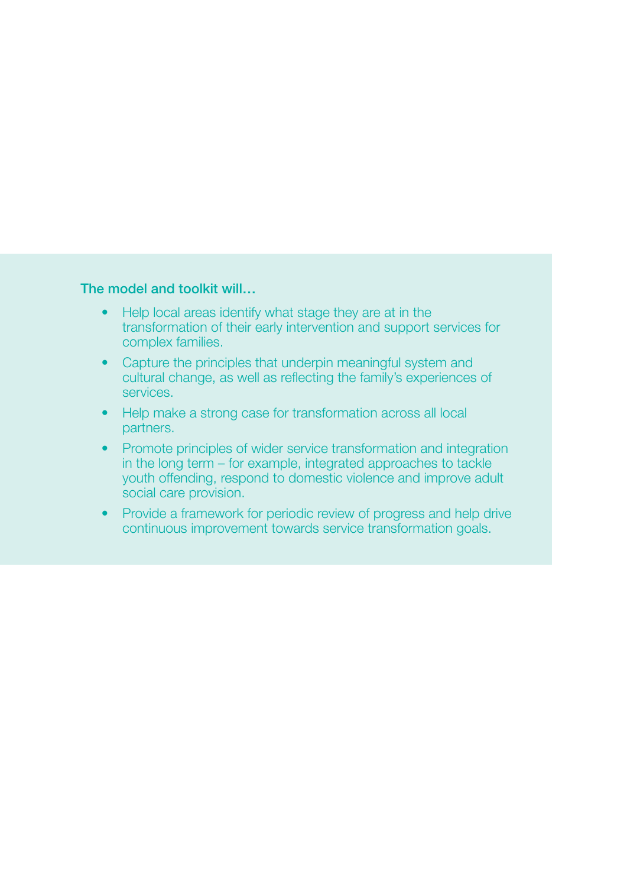**The model and toolkit will…**

- Help local areas identify what stage they are at in the transformation of their early intervention and support services for complex families.
- Capture the principles that underpin meaningful system and cultural change, as well as reflecting the family's experiences of services.
- Help make a strong case for transformation across all local partners.
- Promote principles of wider service transformation and integration in the long term – for example, integrated approaches to tackle youth offending, respond to domestic violence and improve adult social care provision.
- Provide a framework for periodic review of progress and help drive continuous improvement towards service transformation goals.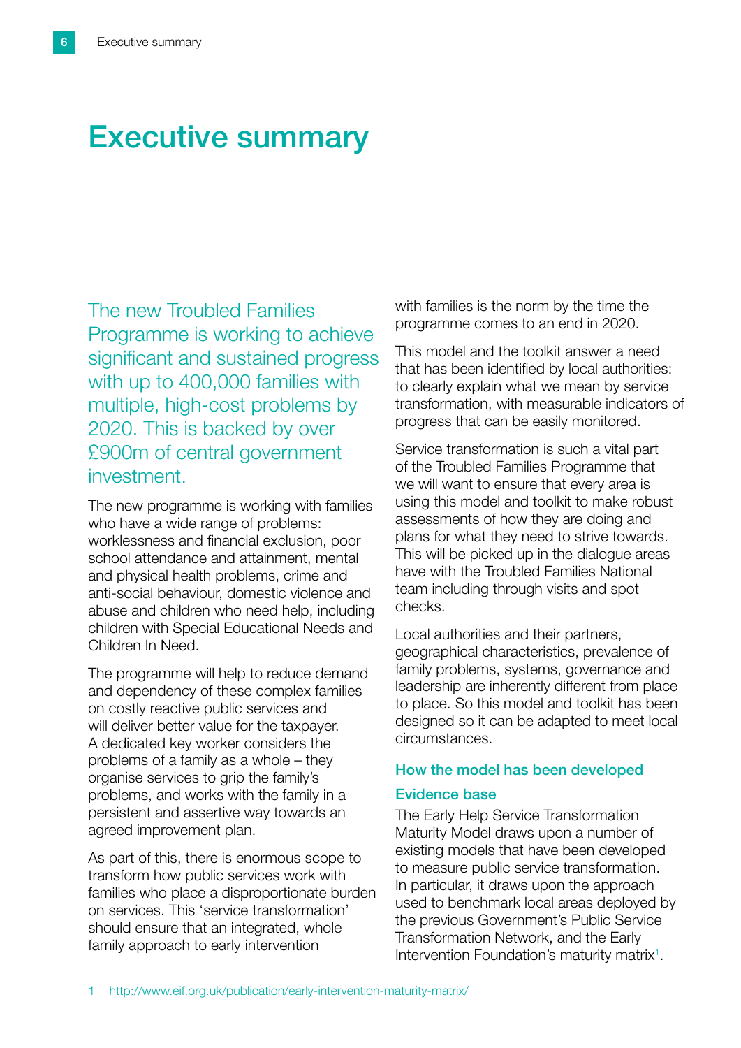# Executive summary

The new Troubled Families Programme is working to achieve significant and sustained progress with up to 400,000 families with multiple, high-cost problems by 2020. This is backed by over £900m of central government investment.

The new programme is working with families who have a wide range of problems: worklessness and financial exclusion, poor school attendance and attainment, mental and physical health problems, crime and anti-social behaviour, domestic violence and abuse and children who need help, including children with Special Educational Needs and Children In Need.

The programme will help to reduce demand and dependency of these complex families on costly reactive public services and will deliver better value for the taxpayer. A dedicated key worker considers the problems of a family as a whole – they organise services to grip the family's problems, and works with the family in a persistent and assertive way towards an agreed improvement plan.

As part of this, there is enormous scope to transform how public services work with families who place a disproportionate burden on services. This 'service transformation' should ensure that an integrated, whole family approach to early intervention with families is the norm by the time the programme comes to an end in 2020.

This model and the toolkit answer a need that has been identified by local authorities: to clearly explain what we mean by service transformation, with measurable indicators of progress that can be easily monitored.

Service transformation is such a vital part of the Troubled Families Programme that we will want to ensure that every area is using this model and toolkit to make robust assessments of how they are doing and plans for what they need to strive towards. This will be picked up in the dialogue areas have with the Troubled Families National team including through visits and spot checks.

Local authorities and their partners, geographical characteristics, prevalence of family problems, systems, governance and leadership are inherently different from place to place. So this model and toolkit has been designed so it can be adapted to meet local circumstances.

## How the model has been developed

### Evidence base

The Early Help Service Transformation Maturity Model draws upon a number of existing models that have been developed to measure public service transformation. In particular, it draws upon the approach used to benchmark local areas deployed by the previous Government's Public Service Transformation Network, and the Early Intervention Foundation's maturity matrix[1].

1 http://www.eif.org.uk/publication/early-intervention-maturity-matrix/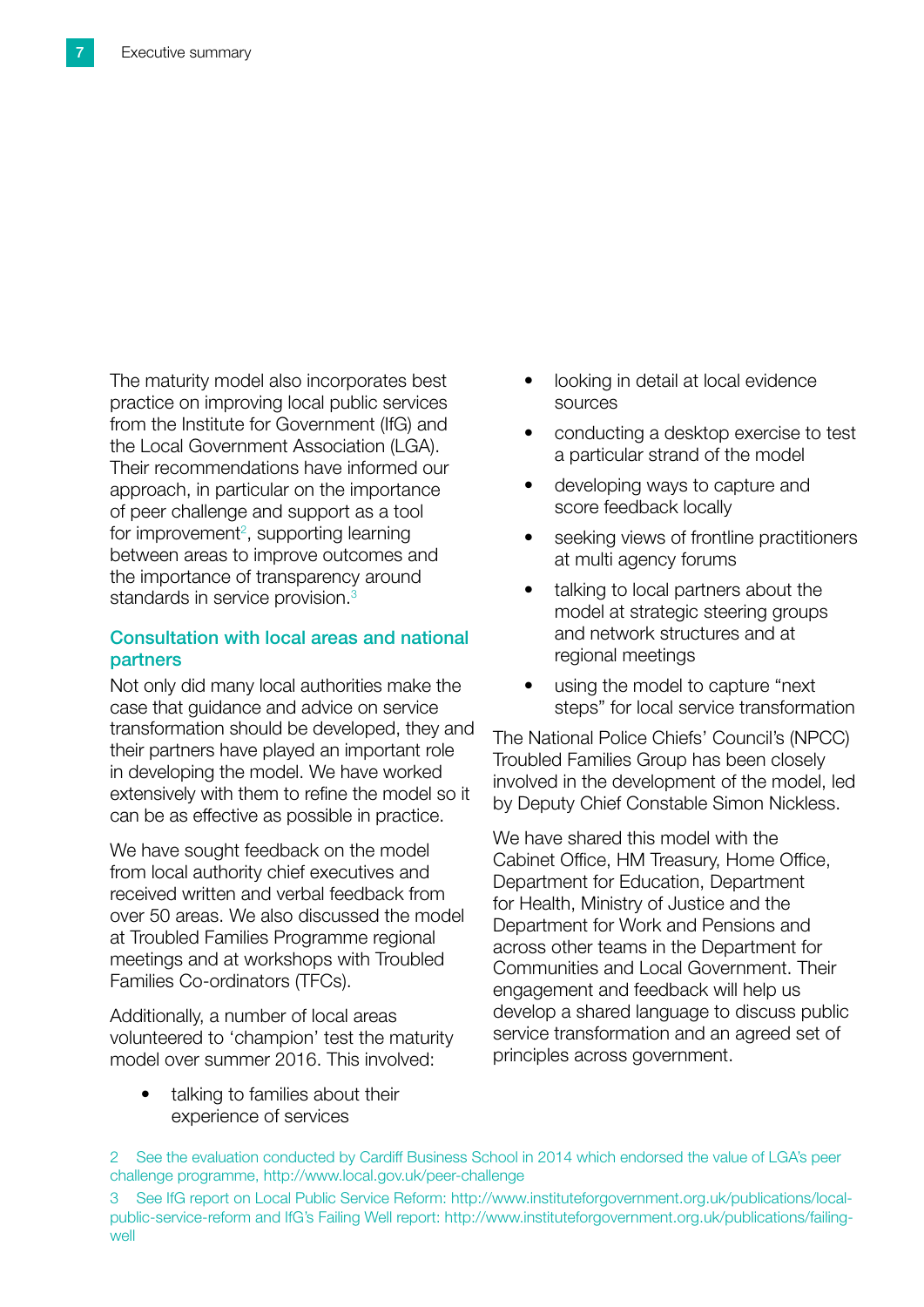The maturity model also incorporates best practice on improving local public services from the Institute for Government (IfG) and the Local Government Association (LGA). Their recommendations have informed our approach, in particular on the importance of peer challenge and support as a tool for improvement[2], supporting learning between areas to improve outcomes and the importance of transparency around standards in service provision.[3]

### Consultation with local areas and national partners

Not only did many local authorities make the case that guidance and advice on service transformation should be developed, they and their partners have played an important role in developing the model. We have worked extensively with them to refine the model so it can be as effective as possible in practice.

We have sought feedback on the model from local authority chief executives and received written and verbal feedback from over 50 areas. We also discussed the model at Troubled Families Programme regional meetings and at workshops with Troubled Families Co-ordinators (TFCs).

Additionally, a number of local areas volunteered to 'champion' test the maturity model over summer 2016. This involved:

- talking to families about their experience of services
- looking in detail at local evidence sources
- conducting a desktop exercise to test a particular strand of the model
- developing ways to capture and score feedback locally
- seeking views of frontline practitioners at multi agency forums
- talking to local partners about the model at strategic steering groups and network structures and at regional meetings
- using the model to capture "next steps" for local service transformation

The National Police Chiefs' Council's (NPCC) Troubled Families Group has been closely involved in the development of the model, led by Deputy Chief Constable Simon Nickless.

We have shared this model with the Cabinet Office, HM Treasury, Home Office, Department for Education, Department for Health, Ministry of Justice and the Department for Work and Pensions and across other teams in the Department for Communities and Local Government. Their engagement and feedback will help us develop a shared language to discuss public service transformation and an agreed set of principles across government.

2 See the evaluation conducted by Cardiff Business School in 2014 which endorsed the value of LGA's peer challenge programme, http://www.local.gov.uk/peer-challenge

3 See IfG report on Local Public Service Reform: http://www.instituteforgovernment.org.uk/publications/local-public-service-reform and IfG's Failing Well report: http://www.instituteforgovernment.org.uk/publications/failing-well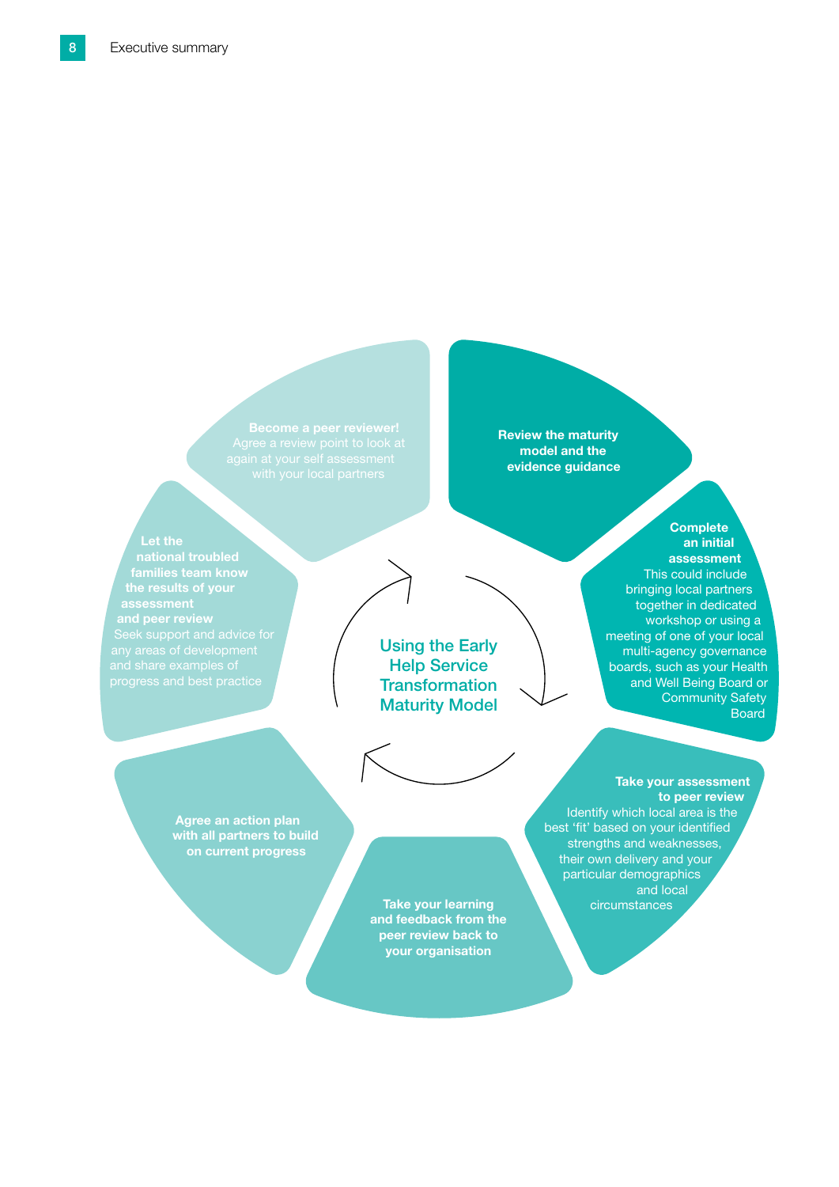## Using the Early Help Service Transformation Maturity Model

**Review the maturity model and the evidence guidance**

**Complete an initial assessment**
This could include bringing local partners together in dedicated workshop or using a meeting of one of your local multi-agency governance boards, such as your Health and Well Being Board or Community Safety Board

**Take your assessment to peer review**
Identify which local area is the best 'fit' based on your identified strengths and weaknesses, their own delivery and your particular demographics and local circumstances

**Take your learning and feedback from the peer review back to your organisation**

**Agree an action plan with all partners to build on current progress**

**Let the national troubled families team know the results of your assessment and peer review**
Seek support and advice for any areas of development and share examples of progress and best practice

**Become a peer reviewer!**
Agree a review point to look at again at your self assessment with your local partners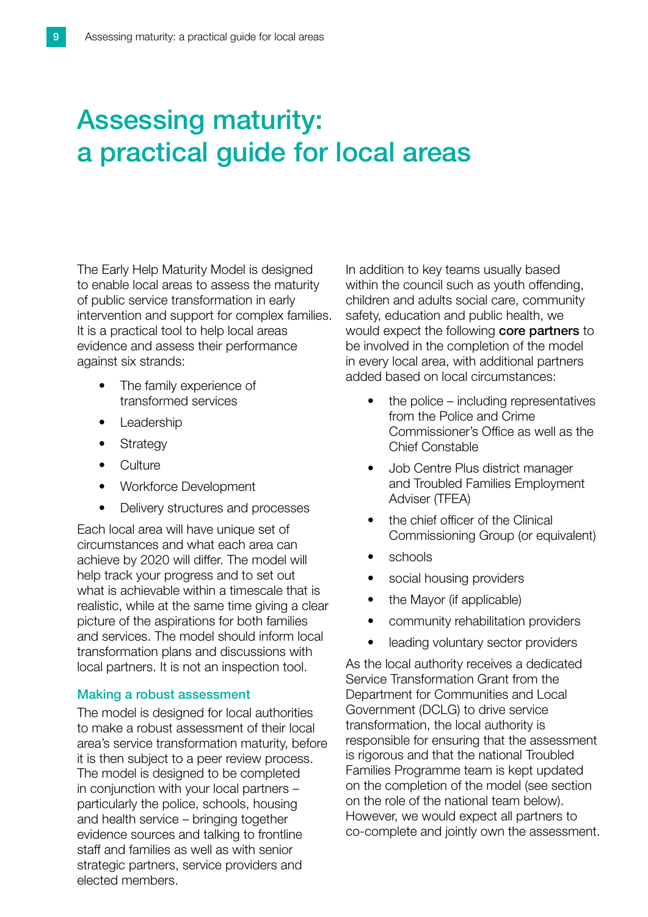# Assessing maturity: a practical guide for local areas

The Early Help Maturity Model is designed to enable local areas to assess the maturity of public service transformation in early intervention and support for complex families. It is a practical tool to help local areas evidence and assess their performance against six strands:

- The family experience of transformed services
- Leadership
- Strategy
- Culture
- Workforce Development
- Delivery structures and processes

Each local area will have unique set of circumstances and what each area can achieve by 2020 will differ. The model will help track your progress and to set out what is achievable within a timescale that is realistic, while at the same time giving a clear picture of the aspirations for both families and services. The model should inform local transformation plans and discussions with local partners. It is not an inspection tool.

## Making a robust assessment

The model is designed for local authorities to make a robust assessment of their local area's service transformation maturity, before it is then subject to a peer review process. The model is designed to be completed in conjunction with your local partners – particularly the police, schools, housing and health service – bringing together evidence sources and talking to frontline staff and families as well as with senior strategic partners, service providers and elected members.

In addition to key teams usually based within the council such as youth offending, children and adults social care, community safety, education and public health, we would expect the following **core partners** to be involved in the completion of the model in every local area, with additional partners added based on local circumstances:

- the police – including representatives from the Police and Crime Commissioner's Office as well as the Chief Constable
- Job Centre Plus district manager and Troubled Families Employment Adviser (TFEA)
- the chief officer of the Clinical Commissioning Group (or equivalent)
- schools
- social housing providers
- the Mayor (if applicable)
- community rehabilitation providers
- leading voluntary sector providers

As the local authority receives a dedicated Service Transformation Grant from the Department for Communities and Local Government (DCLG) to drive service transformation, the local authority is responsible for ensuring that the assessment is rigorous and that the national Troubled Families Programme team is kept updated on the completion of the model (see section on the role of the national team below). However, we would expect all partners to co-complete and jointly own the assessment.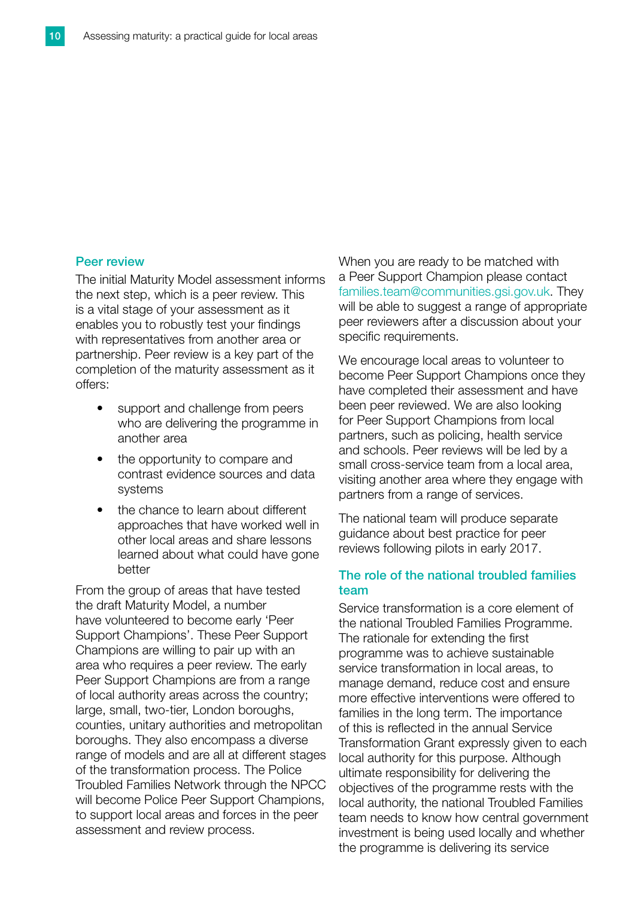### Peer review

The initial Maturity Model assessment informs the next step, which is a peer review. This is a vital stage of your assessment as it enables you to robustly test your findings with representatives from another area or partnership. Peer review is a key part of the completion of the maturity assessment as it offers:

- support and challenge from peers who are delivering the programme in another area
- the opportunity to compare and contrast evidence sources and data systems
- the chance to learn about different approaches that have worked well in other local areas and share lessons learned about what could have gone better

From the group of areas that have tested the draft Maturity Model, a number have volunteered to become early 'Peer Support Champions'. These Peer Support Champions are willing to pair up with an area who requires a peer review. The early Peer Support Champions are from a range of local authority areas across the country; large, small, two-tier, London boroughs, counties, unitary authorities and metropolitan boroughs. They also encompass a diverse range of models and are all at different stages of the transformation process. The Police Troubled Families Network through the NPCC will become Police Peer Support Champions, to support local areas and forces in the peer assessment and review process.

When you are ready to be matched with a Peer Support Champion please contact families.team@communities.gsi.gov.uk. They will be able to suggest a range of appropriate peer reviewers after a discussion about your specific requirements.

We encourage local areas to volunteer to become Peer Support Champions once they have completed their assessment and have been peer reviewed. We are also looking for Peer Support Champions from local partners, such as policing, health service and schools. Peer reviews will be led by a small cross-service team from a local area, visiting another area where they engage with partners from a range of services.

The national team will produce separate guidance about best practice for peer reviews following pilots in early 2017.

### The role of the national troubled families team

Service transformation is a core element of the national Troubled Families Programme. The rationale for extending the first programme was to achieve sustainable service transformation in local areas, to manage demand, reduce cost and ensure more effective interventions were offered to families in the long term. The importance of this is reflected in the annual Service Transformation Grant expressly given to each local authority for this purpose. Although ultimate responsibility for delivering the objectives of the programme rests with the local authority, the national Troubled Families team needs to know how central government investment is being used locally and whether the programme is delivering its service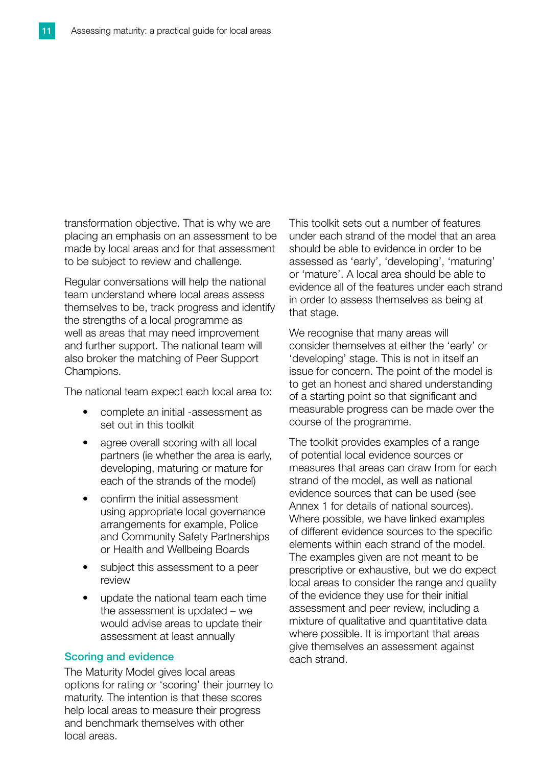transformation objective. That is why we are placing an emphasis on an assessment to be made by local areas and for that assessment to be subject to review and challenge.

Regular conversations will help the national team understand where local areas assess themselves to be, track progress and identify the strengths of a local programme as well as areas that may need improvement and further support. The national team will also broker the matching of Peer Support Champions.

The national team expect each local area to:

- complete an initial -assessment as set out in this toolkit
- agree overall scoring with all local partners (ie whether the area is early, developing, maturing or mature for each of the strands of the model)
- confirm the initial assessment using appropriate local governance arrangements for example, Police and Community Safety Partnerships or Health and Wellbeing Boards
- subject this assessment to a peer review
- update the national team each time the assessment is updated – we would advise areas to update their assessment at least annually

## Scoring and evidence

The Maturity Model gives local areas options for rating or 'scoring' their journey to maturity. The intention is that these scores help local areas to measure their progress and benchmark themselves with other local areas.

This toolkit sets out a number of features under each strand of the model that an area should be able to evidence in order to be assessed as 'early', 'developing', 'maturing' or 'mature'. A local area should be able to evidence all of the features under each strand in order to assess themselves as being at that stage.

We recognise that many areas will consider themselves at either the 'early' or 'developing' stage. This is not in itself an issue for concern. The point of the model is to get an honest and shared understanding of a starting point so that significant and measurable progress can be made over the course of the programme.

The toolkit provides examples of a range of potential local evidence sources or measures that areas can draw from for each strand of the model, as well as national evidence sources that can be used (see Annex 1 for details of national sources). Where possible, we have linked examples of different evidence sources to the specific elements within each strand of the model. The examples given are not meant to be prescriptive or exhaustive, but we do expect local areas to consider the range and quality of the evidence they use for their initial assessment and peer review, including a mixture of qualitative and quantitative data where possible. It is important that areas give themselves an assessment against each strand.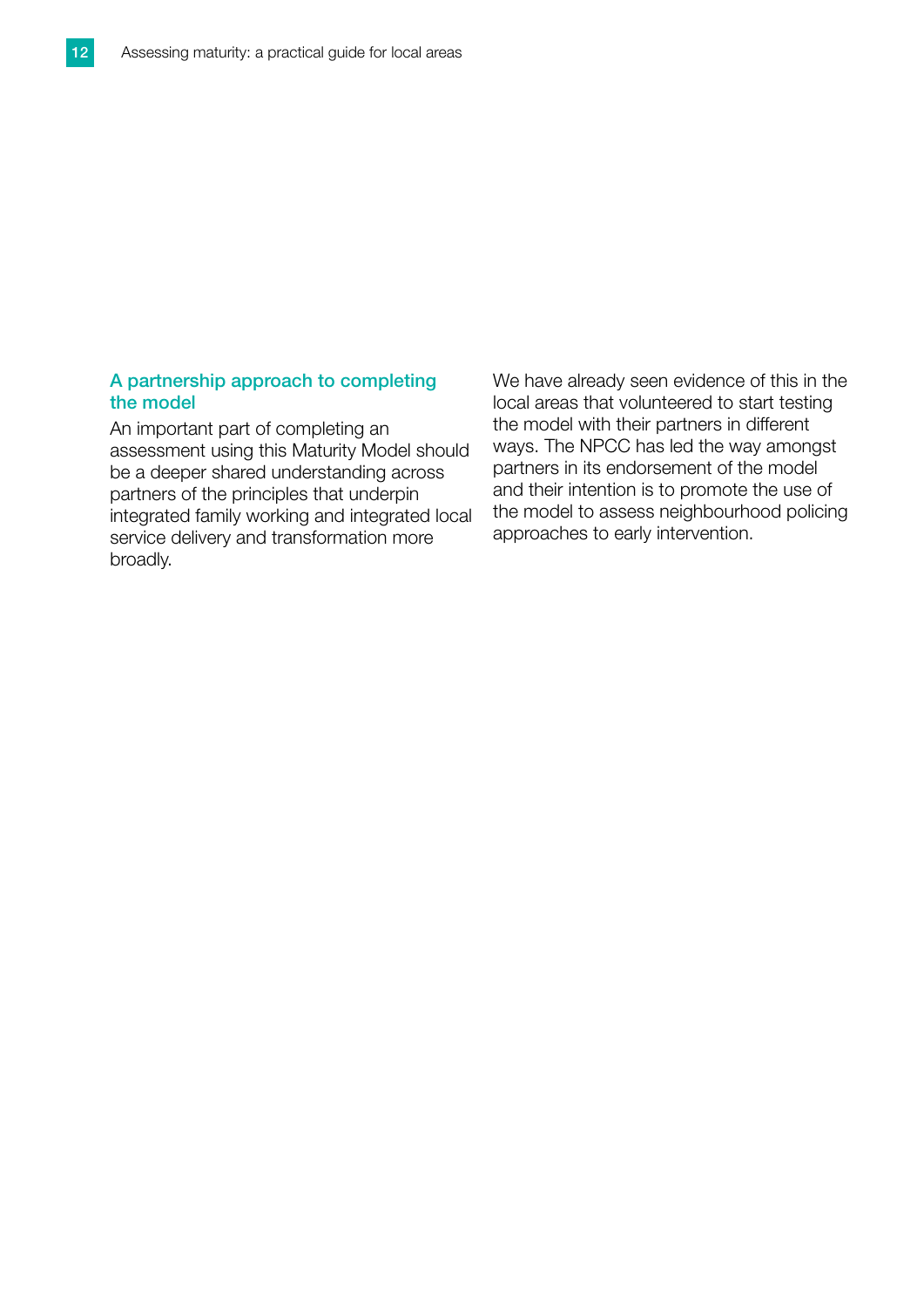## A partnership approach to completing the model

An important part of completing an assessment using this Maturity Model should be a deeper shared understanding across partners of the principles that underpin integrated family working and integrated local service delivery and transformation more broadly.

We have already seen evidence of this in the local areas that volunteered to start testing the model with their partners in different ways. The NPCC has led the way amongst partners in its endorsement of the model and their intention is to promote the use of the model to assess neighbourhood policing approaches to early intervention.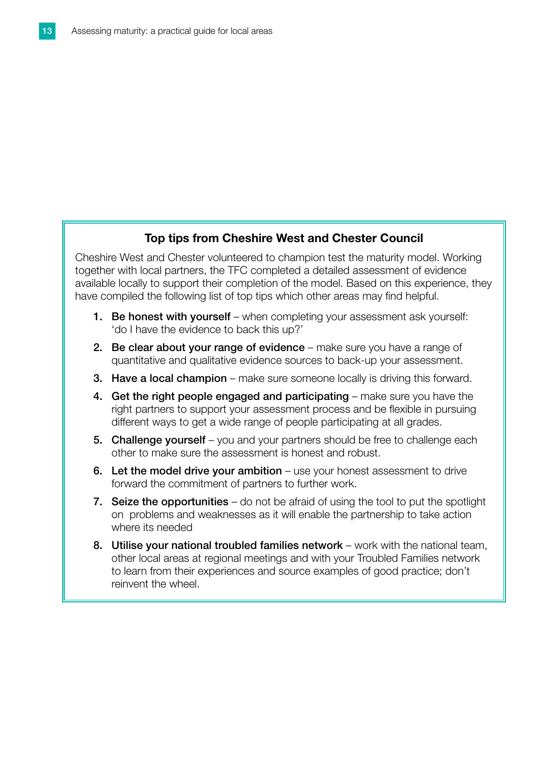### Top tips from Cheshire West and Chester Council

Cheshire West and Chester volunteered to champion test the maturity model. Working together with local partners, the TFC completed a detailed assessment of evidence available locally to support their completion of the model. Based on this experience, they have compiled the following list of top tips which other areas may find helpful.

1. **Be honest with yourself** – when completing your assessment ask yourself: 'do I have the evidence to back this up?'
2. **Be clear about your range of evidence** – make sure you have a range of quantitative and qualitative evidence sources to back-up your assessment.
3. **Have a local champion** – make sure someone locally is driving this forward.
4. **Get the right people engaged and participating** – make sure you have the right partners to support your assessment process and be flexible in pursuing different ways to get a wide range of people participating at all grades.
5. **Challenge yourself** – you and your partners should be free to challenge each other to make sure the assessment is honest and robust.
6. **Let the model drive your ambition** – use your honest assessment to drive forward the commitment of partners to further work.
7. **Seize the opportunities** – do not be afraid of using the tool to put the spotlight on problems and weaknesses as it will enable the partnership to take action where its needed
8. **Utilise your national troubled families network** – work with the national team, other local areas at regional meetings and with your Troubled Families network to learn from their experiences and source examples of good practice; don't reinvent the wheel.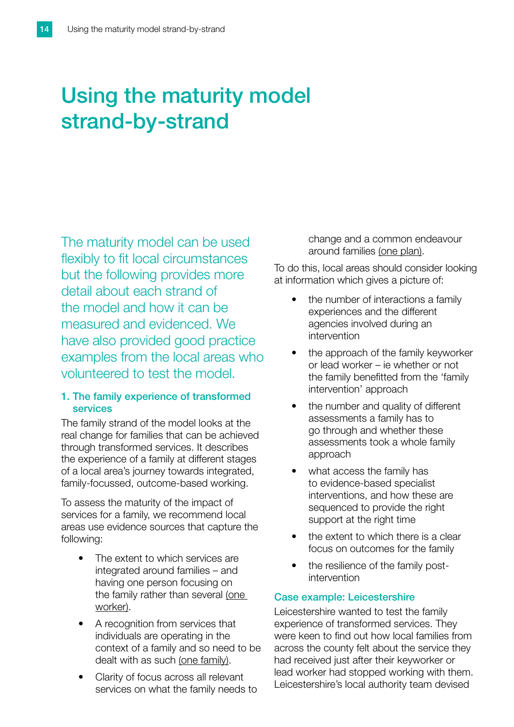// Using the maturity model strand-by-strand

The maturity model can be used flexibly to fit local circumstances but the following provides more detail about each strand of the model and how it can be measured and evidenced. We have also provided good practice examples from the local areas who volunteered to test the model.

### 1. The family experience of transformed services

The family strand of the model looks at the real change for families that can be achieved through transformed services. It describes the experience of a family at different stages of a local area's journey towards integrated, family-focussed, outcome-based working.

To assess the maturity of the impact of services for a family, we recommend local areas use evidence sources that capture the following:

- The extent to which services are integrated around families – and having one person focusing on the family rather than several (one worker).
- A recognition from services that individuals are operating in the context of a family and so need to be dealt with as such (one family).
- Clarity of focus across all relevant services on what the family needs to change and a common endeavour around families (one plan).

To do this, local areas should consider looking at information which gives a picture of:

- the number of interactions a family experiences and the different agencies involved during an intervention
- the approach of the family keyworker or lead worker – ie whether or not the family benefitted from the 'family intervention' approach
- the number and quality of different assessments a family has to go through and whether these assessments took a whole family approach
- what access the family has to evidence-based specialist interventions, and how these are sequenced to provide the right support at the right time
- the extent to which there is a clear focus on outcomes for the family
- the resilience of the family post-intervention

#### Case example: Leicestershire

Leicestershire wanted to test the family experience of transformed services. They were keen to find out how local families from across the county felt about the service they had received just after their keyworker or lead worker had stopped working with them. Leicestershire's local authority team devised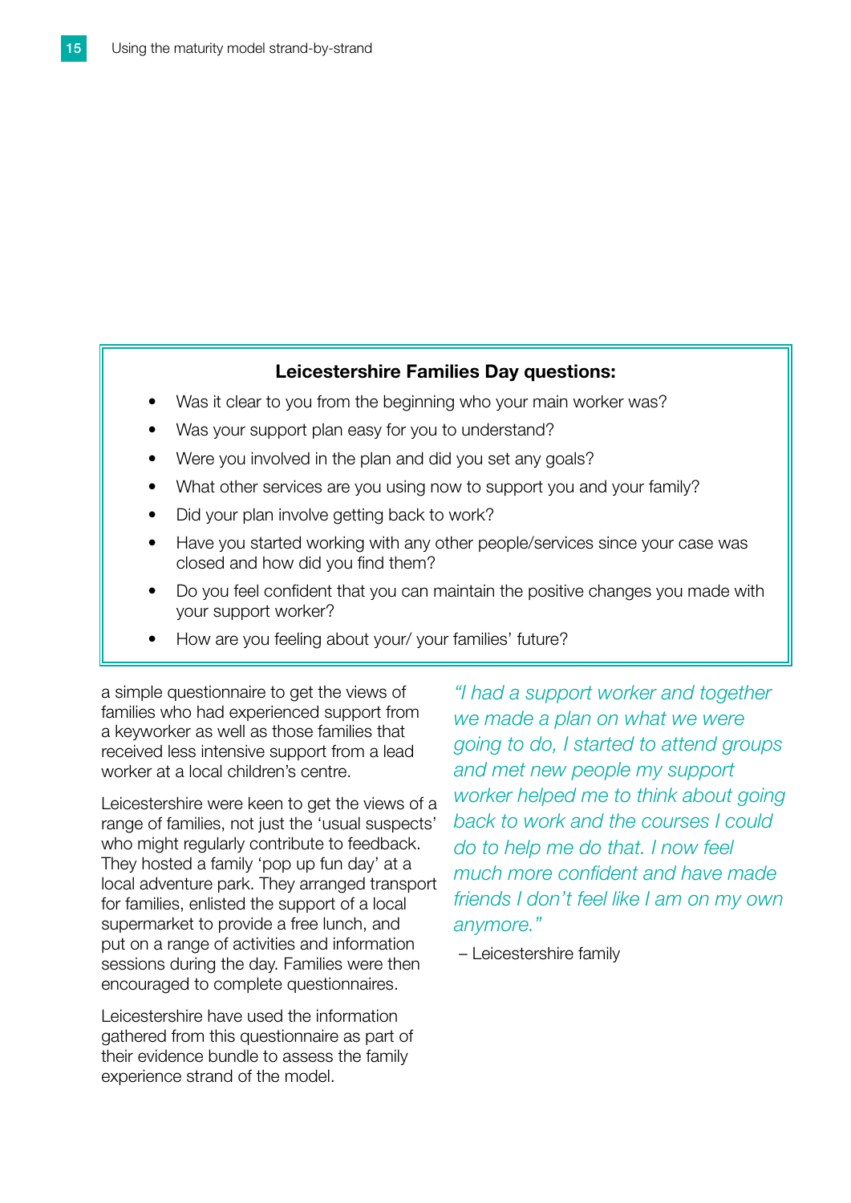**Leicestershire Families Day questions:**

- Was it clear to you from the beginning who your main worker was?
- Was your support plan easy for you to understand?
- Were you involved in the plan and did you set any goals?
- What other services are you using now to support you and your family?
- Did your plan involve getting back to work?
- Have you started working with any other people/services since your case was closed and how did you find them?
- Do you feel confident that you can maintain the positive changes you made with your support worker?
- How are you feeling about your/ your families' future?

a simple questionnaire to get the views of families who had experienced support from a keyworker as well as those families that received less intensive support from a lead worker at a local children's centre.

Leicestershire were keen to get the views of a range of families, not just the 'usual suspects' who might regularly contribute to feedback. They hosted a family 'pop up fun day' at a local adventure park. They arranged transport for families, enlisted the support of a local supermarket to provide a free lunch, and put on a range of activities and information sessions during the day. Families were then encouraged to complete questionnaires.

Leicestershire have used the information gathered from this questionnaire as part of their evidence bundle to assess the family experience strand of the model.

*"I had a support worker and together we made a plan on what we were going to do, I started to attend groups and met new people my support worker helped me to think about going back to work and the courses I could do to help me do that. I now feel much more confident and have made friends I don't feel like I am on my own anymore."*

– Leicestershire family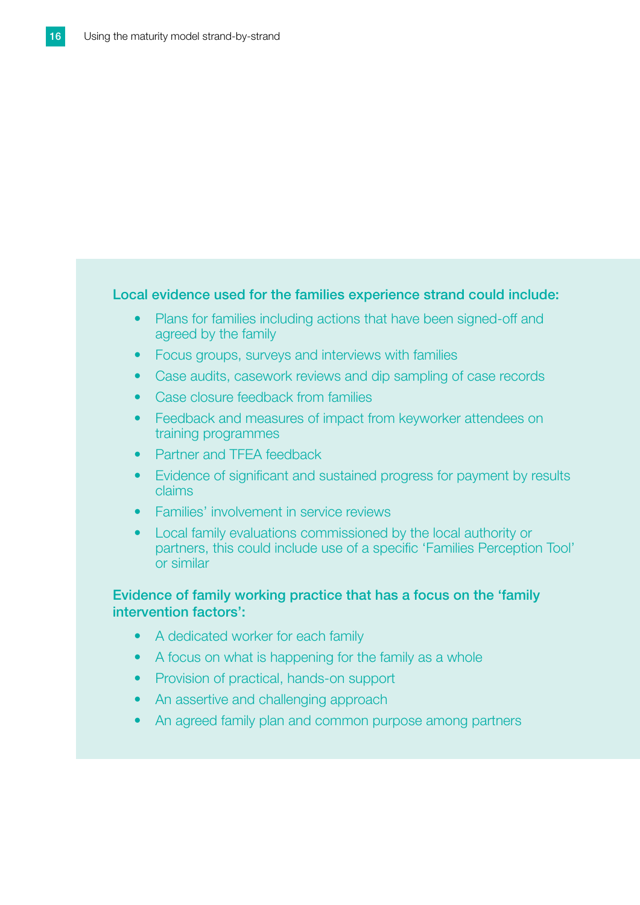**Local evidence used for the families experience strand could include:**

- Plans for families including actions that have been signed-off and agreed by the family
- Focus groups, surveys and interviews with families
- Case audits, casework reviews and dip sampling of case records
- Case closure feedback from families
- Feedback and measures of impact from keyworker attendees on training programmes
- Partner and TFEA feedback
- Evidence of significant and sustained progress for payment by results claims
- Families' involvement in service reviews
- Local family evaluations commissioned by the local authority or partners, this could include use of a specific 'Families Perception Tool' or similar

**Evidence of family working practice that has a focus on the 'family intervention factors':**

- A dedicated worker for each family
- A focus on what is happening for the family as a whole
- Provision of practical, hands-on support
- An assertive and challenging approach
- An agreed family plan and common purpose among partners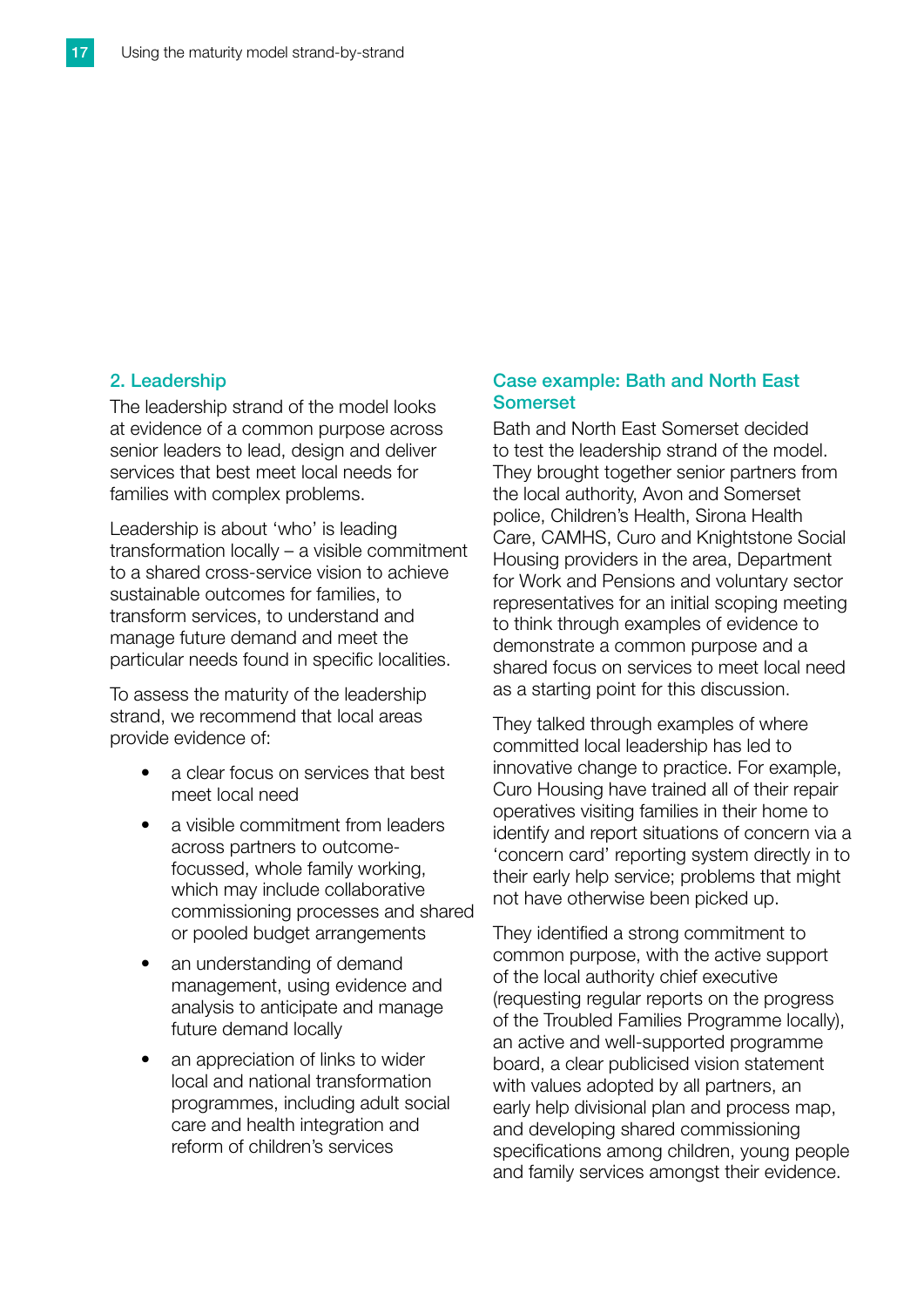## 2. Leadership

The leadership strand of the model looks at evidence of a common purpose across senior leaders to lead, design and deliver services that best meet local needs for families with complex problems.

Leadership is about 'who' is leading transformation locally – a visible commitment to a shared cross-service vision to achieve sustainable outcomes for families, to transform services, to understand and manage future demand and meet the particular needs found in specific localities.

To assess the maturity of the leadership strand, we recommend that local areas provide evidence of:

- a clear focus on services that best meet local need
- a visible commitment from leaders across partners to outcome-focussed, whole family working, which may include collaborative commissioning processes and shared or pooled budget arrangements
- an understanding of demand management, using evidence and analysis to anticipate and manage future demand locally
- an appreciation of links to wider local and national transformation programmes, including adult social care and health integration and reform of children's services

### Case example: Bath and North East Somerset

Bath and North East Somerset decided to test the leadership strand of the model. They brought together senior partners from the local authority, Avon and Somerset police, Children's Health, Sirona Health Care, CAMHS, Curo and Knightstone Social Housing providers in the area, Department for Work and Pensions and voluntary sector representatives for an initial scoping meeting to think through examples of evidence to demonstrate a common purpose and a shared focus on services to meet local need as a starting point for this discussion.

They talked through examples of where committed local leadership has led to innovative change to practice. For example, Curo Housing have trained all of their repair operatives visiting families in their home to identify and report situations of concern via a 'concern card' reporting system directly in to their early help service; problems that might not have otherwise been picked up.

They identified a strong commitment to common purpose, with the active support of the local authority chief executive (requesting regular reports on the progress of the Troubled Families Programme locally), an active and well-supported programme board, a clear publicised vision statement with values adopted by all partners, an early help divisional plan and process map, and developing shared commissioning specifications among children, young people and family services amongst their evidence.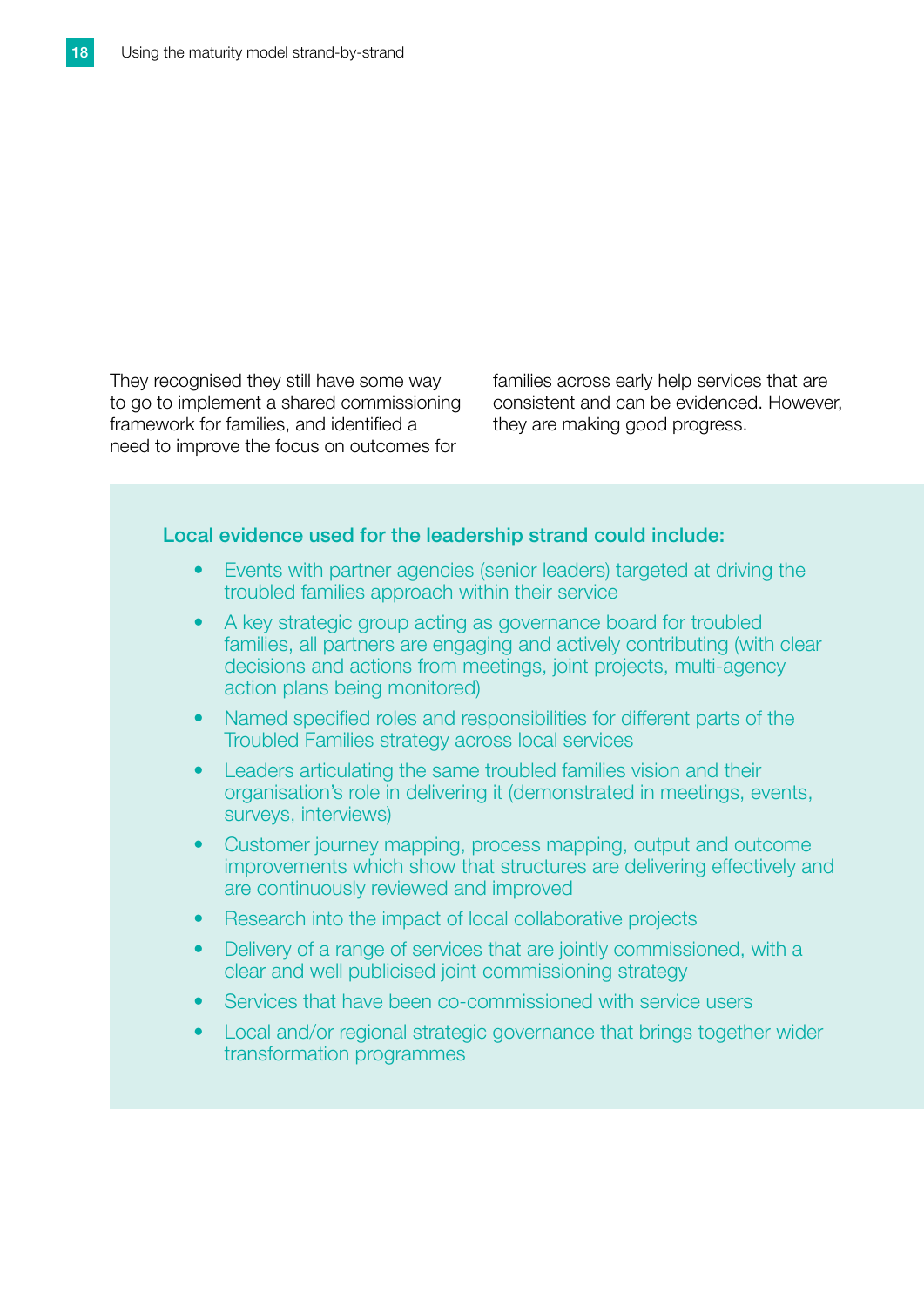They recognised they still have some way to go to implement a shared commissioning framework for families, and identified a need to improve the focus on outcomes for families across early help services that are consistent and can be evidenced. However, they are making good progress.

### Local evidence used for the leadership strand could include:

- Events with partner agencies (senior leaders) targeted at driving the troubled families approach within their service
- A key strategic group acting as governance board for troubled families, all partners are engaging and actively contributing (with clear decisions and actions from meetings, joint projects, multi-agency action plans being monitored)
- Named specified roles and responsibilities for different parts of the Troubled Families strategy across local services
- Leaders articulating the same troubled families vision and their organisation's role in delivering it (demonstrated in meetings, events, surveys, interviews)
- Customer journey mapping, process mapping, output and outcome improvements which show that structures are delivering effectively and are continuously reviewed and improved
- Research into the impact of local collaborative projects
- Delivery of a range of services that are jointly commissioned, with a clear and well publicised joint commissioning strategy
- Services that have been co-commissioned with service users
- Local and/or regional strategic governance that brings together wider transformation programmes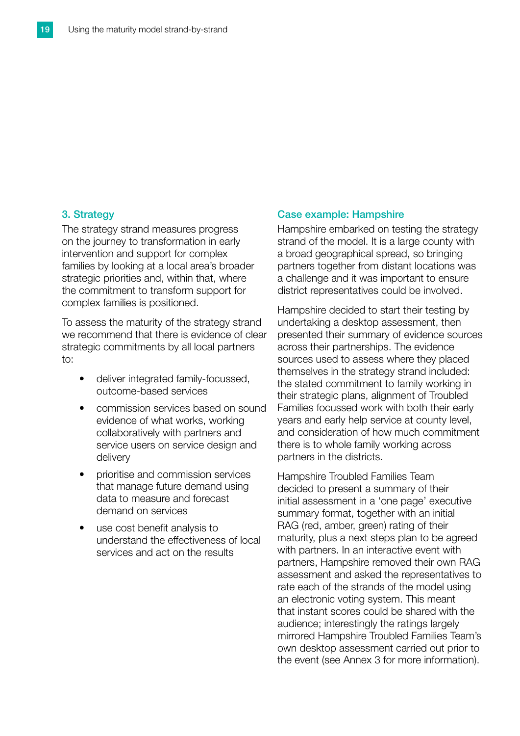### 3. Strategy

The strategy strand measures progress on the journey to transformation in early intervention and support for complex families by looking at a local area's broader strategic priorities and, within that, where the commitment to transform support for complex families is positioned.

To assess the maturity of the strategy strand we recommend that there is evidence of clear strategic commitments by all local partners to:

- deliver integrated family-focussed, outcome-based services
- commission services based on sound evidence of what works, working collaboratively with partners and service users on service design and delivery
- prioritise and commission services that manage future demand using data to measure and forecast demand on services
- use cost benefit analysis to understand the effectiveness of local services and act on the results

### Case example: Hampshire

Hampshire embarked on testing the strategy strand of the model. It is a large county with a broad geographical spread, so bringing partners together from distant locations was a challenge and it was important to ensure district representatives could be involved.

Hampshire decided to start their testing by undertaking a desktop assessment, then presented their summary of evidence sources across their partnerships. The evidence sources used to assess where they placed themselves in the strategy strand included: the stated commitment to family working in their strategic plans, alignment of Troubled Families focussed work with both their early years and early help service at county level, and consideration of how much commitment there is to whole family working across partners in the districts.

Hampshire Troubled Families Team decided to present a summary of their initial assessment in a 'one page' executive summary format, together with an initial RAG (red, amber, green) rating of their maturity, plus a next steps plan to be agreed with partners. In an interactive event with partners, Hampshire removed their own RAG assessment and asked the representatives to rate each of the strands of the model using an electronic voting system. This meant that instant scores could be shared with the audience; interestingly the ratings largely mirrored Hampshire Troubled Families Team's own desktop assessment carried out prior to the event (see Annex 3 for more information).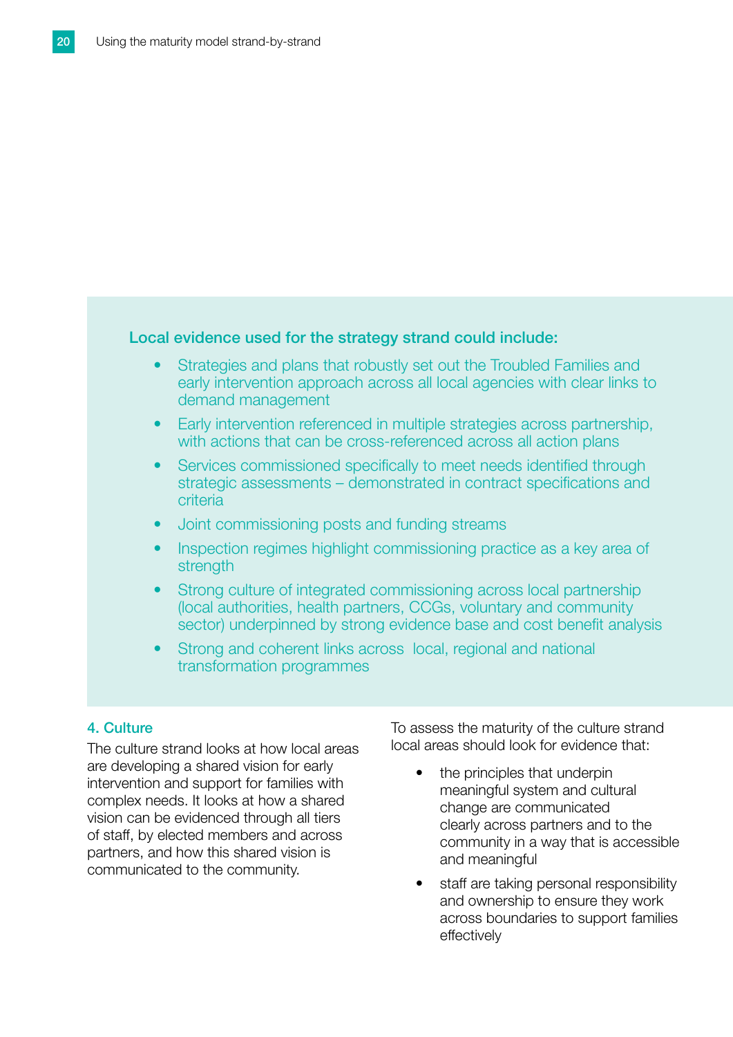**Local evidence used for the strategy strand could include:**

- Strategies and plans that robustly set out the Troubled Families and early intervention approach across all local agencies with clear links to demand management
- Early intervention referenced in multiple strategies across partnership, with actions that can be cross-referenced across all action plans
- Services commissioned specifically to meet needs identified through strategic assessments – demonstrated in contract specifications and criteria
- Joint commissioning posts and funding streams
- Inspection regimes highlight commissioning practice as a key area of strength
- Strong culture of integrated commissioning across local partnership (local authorities, health partners, CCGs, voluntary and community sector) underpinned by strong evidence base and cost benefit analysis
- Strong and coherent links across local, regional and national transformation programmes

### 4. Culture

The culture strand looks at how local areas are developing a shared vision for early intervention and support for families with complex needs. It looks at how a shared vision can be evidenced through all tiers of staff, by elected members and across partners, and how this shared vision is communicated to the community.

To assess the maturity of the culture strand local areas should look for evidence that:

- the principles that underpin meaningful system and cultural change are communicated clearly across partners and to the community in a way that is accessible and meaningful
- staff are taking personal responsibility and ownership to ensure they work across boundaries to support families effectively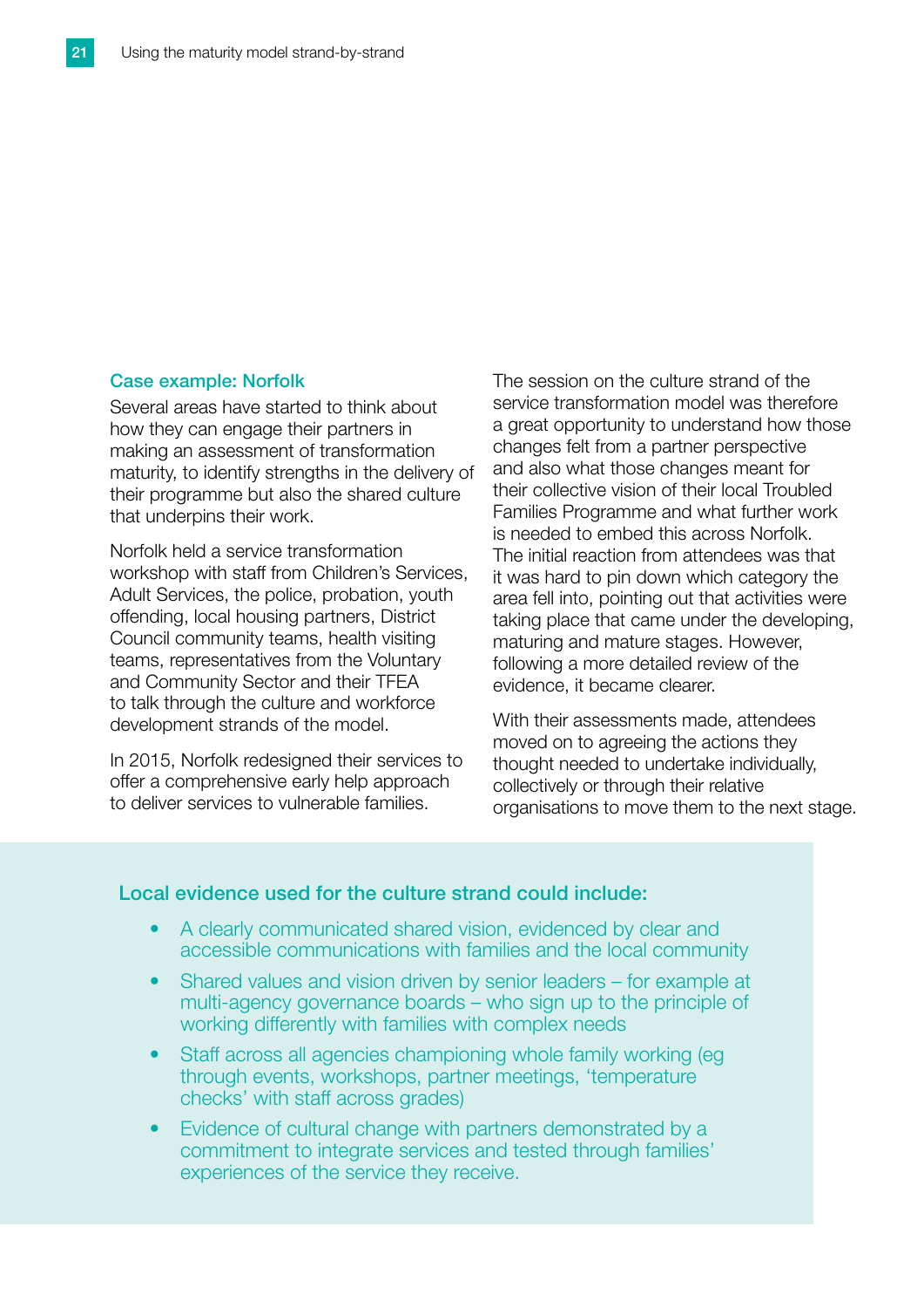### Case example: Norfolk

Several areas have started to think about how they can engage their partners in making an assessment of transformation maturity, to identify strengths in the delivery of their programme but also the shared culture that underpins their work.

Norfolk held a service transformation workshop with staff from Children's Services, Adult Services, the police, probation, youth offending, local housing partners, District Council community teams, health visiting teams, representatives from the Voluntary and Community Sector and their TFEA to talk through the culture and workforce development strands of the model.

In 2015, Norfolk redesigned their services to offer a comprehensive early help approach to deliver services to vulnerable families.

The session on the culture strand of the service transformation model was therefore a great opportunity to understand how those changes felt from a partner perspective and also what those changes meant for their collective vision of their local Troubled Families Programme and what further work is needed to embed this across Norfolk. The initial reaction from attendees was that it was hard to pin down which category the area fell into, pointing out that activities were taking place that came under the developing, maturing and mature stages. However, following a more detailed review of the evidence, it became clearer.

With their assessments made, attendees moved on to agreeing the actions they thought needed to undertake individually, collectively or through their relative organisations to move them to the next stage.

### Local evidence used for the culture strand could include:

- A clearly communicated shared vision, evidenced by clear and accessible communications with families and the local community
- Shared values and vision driven by senior leaders – for example at multi-agency governance boards – who sign up to the principle of working differently with families with complex needs
- Staff across all agencies championing whole family working (eg through events, workshops, partner meetings, 'temperature checks' with staff across grades)
- Evidence of cultural change with partners demonstrated by a commitment to integrate services and tested through families' experiences of the service they receive.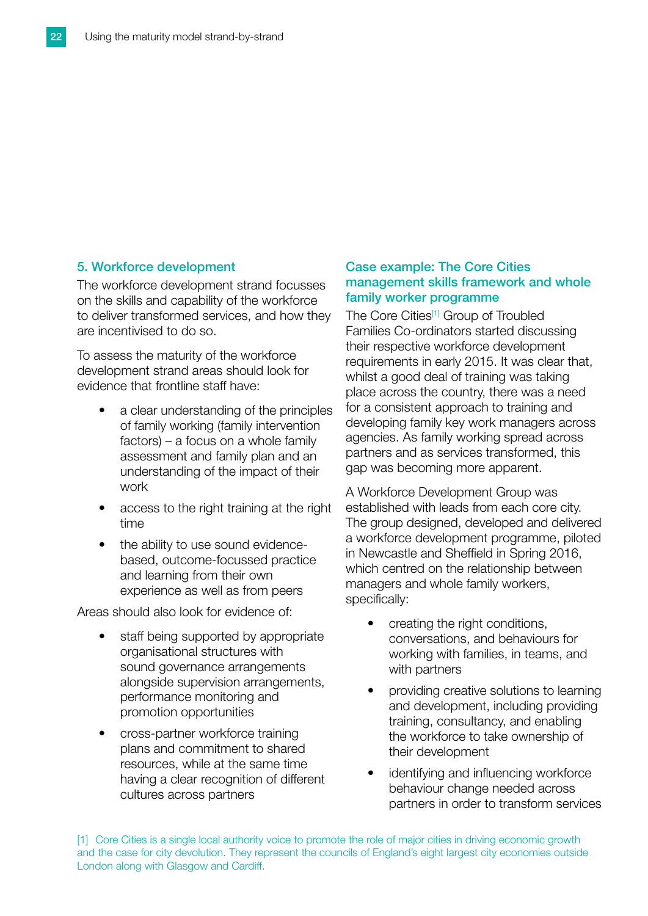## 5. Workforce development

The workforce development strand focusses on the skills and capability of the workforce to deliver transformed services, and how they are incentivised to do so.

To assess the maturity of the workforce development strand areas should look for evidence that frontline staff have:

- a clear understanding of the principles of family working (family intervention factors) – a focus on a whole family assessment and family plan and an understanding of the impact of their work
- access to the right training at the right time
- the ability to use sound evidence-based, outcome-focussed practice and learning from their own experience as well as from peers

Areas should also look for evidence of:

- staff being supported by appropriate organisational structures with sound governance arrangements alongside supervision arrangements, performance monitoring and promotion opportunities
- cross-partner workforce training plans and commitment to shared resources, while at the same time having a clear recognition of different cultures across partners

### Case example: The Core Cities management skills framework and whole family worker programme

The Core Cities[1] Group of Troubled Families Co-ordinators started discussing their respective workforce development requirements in early 2015. It was clear that, whilst a good deal of training was taking place across the country, there was a need for a consistent approach to training and developing family key work managers across agencies. As family working spread across partners and as services transformed, this gap was becoming more apparent.

A Workforce Development Group was established with leads from each core city. The group designed, developed and delivered a workforce development programme, piloted in Newcastle and Sheffield in Spring 2016, which centred on the relationship between managers and whole family workers, specifically:

- creating the right conditions, conversations, and behaviours for working with families, in teams, and with partners
- providing creative solutions to learning and development, including providing training, consultancy, and enabling the workforce to take ownership of their development
- identifying and influencing workforce behaviour change needed across partners in order to transform services

[1] Core Cities is a single local authority voice to promote the role of major cities in driving economic growth and the case for city devolution. They represent the councils of England's eight largest city economies outside London along with Glasgow and Cardiff.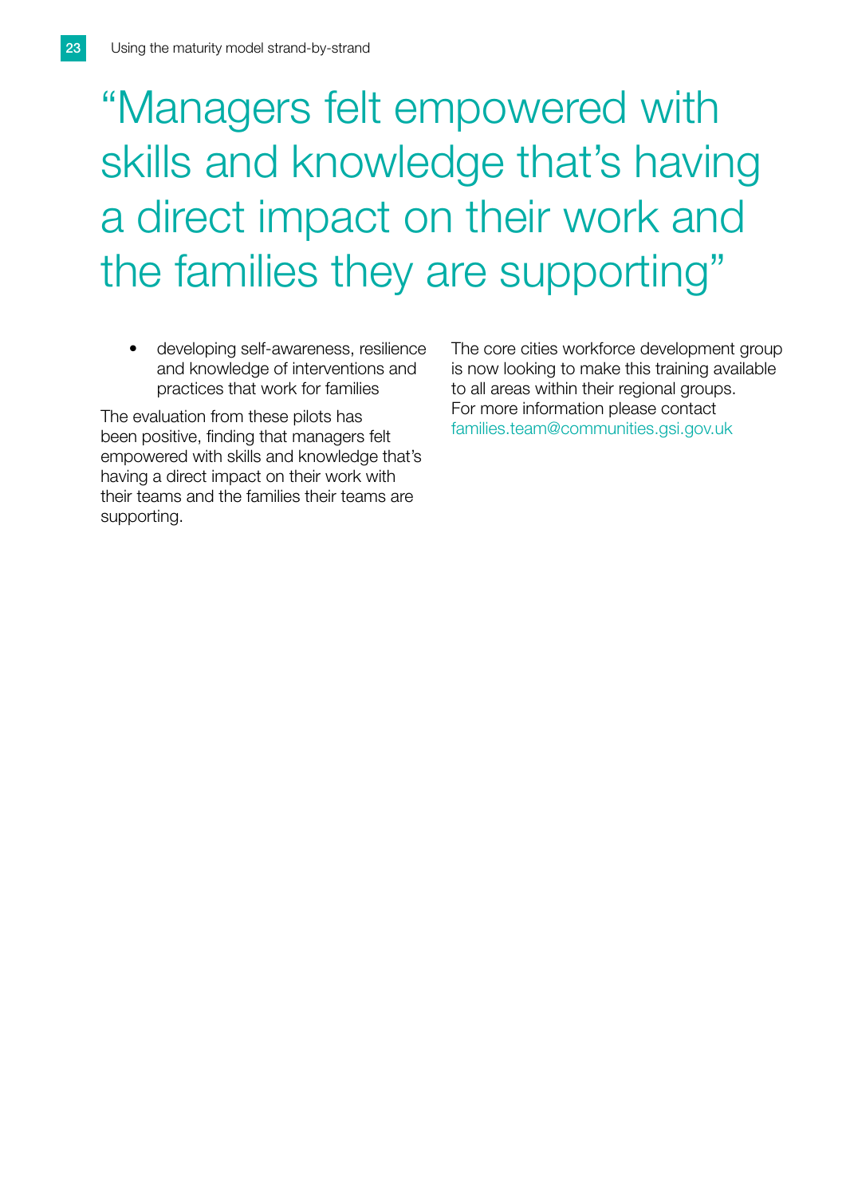> "Managers felt empowered with skills and knowledge that's having a direct impact on their work and the families they are supporting"

- developing self-awareness, resilience and knowledge of interventions and practices that work for families

The evaluation from these pilots has been positive, finding that managers felt empowered with skills and knowledge that's having a direct impact on their work with their teams and the families their teams are supporting.

The core cities workforce development group is now looking to make this training available to all areas within their regional groups. For more information please contact families.team@communities.gsi.gov.uk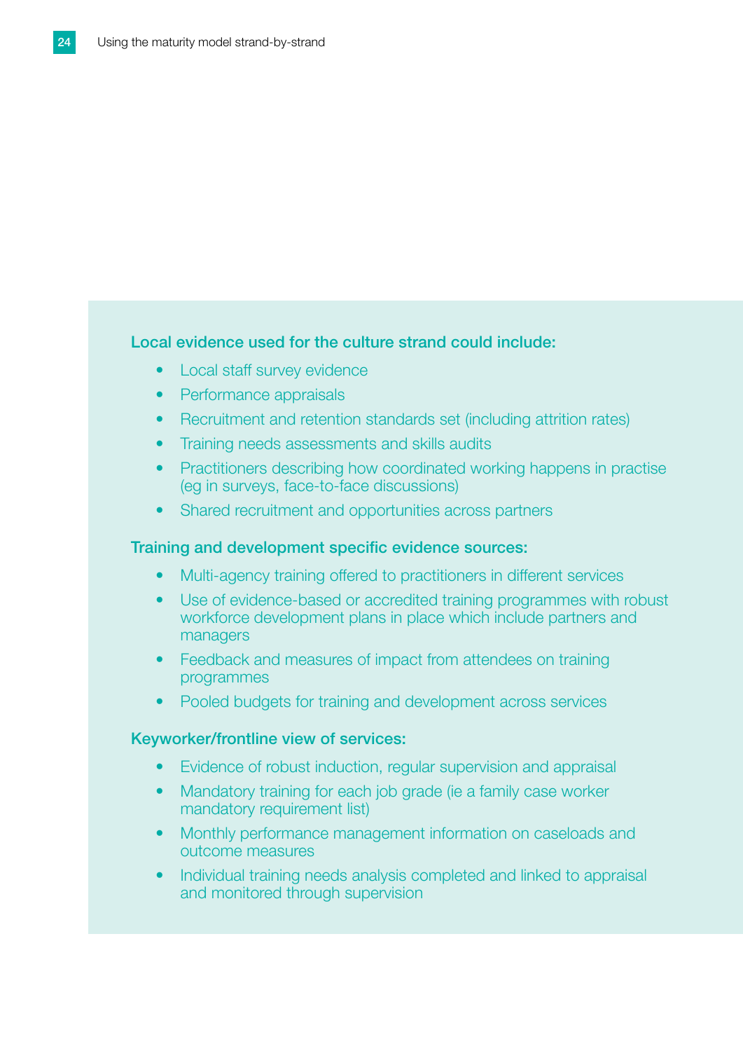**Local evidence used for the culture strand could include:**

- Local staff survey evidence
- Performance appraisals
- Recruitment and retention standards set (including attrition rates)
- Training needs assessments and skills audits
- Practitioners describing how coordinated working happens in practise (eg in surveys, face-to-face discussions)
- Shared recruitment and opportunities across partners

**Training and development specific evidence sources:**

- Multi-agency training offered to practitioners in different services
- Use of evidence-based or accredited training programmes with robust workforce development plans in place which include partners and managers
- Feedback and measures of impact from attendees on training programmes
- Pooled budgets for training and development across services

**Keyworker/frontline view of services:**

- Evidence of robust induction, regular supervision and appraisal
- Mandatory training for each job grade (ie a family case worker mandatory requirement list)
- Monthly performance management information on caseloads and outcome measures
- Individual training needs analysis completed and linked to appraisal and monitored through supervision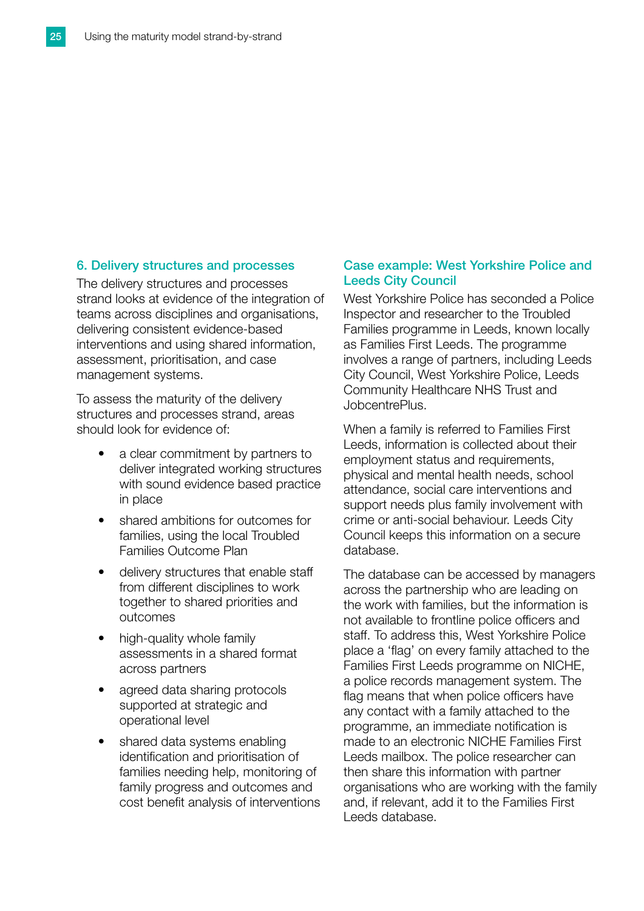## 6. Delivery structures and processes

The delivery structures and processes strand looks at evidence of the integration of teams across disciplines and organisations, delivering consistent evidence-based interventions and using shared information, assessment, prioritisation, and case management systems.

To assess the maturity of the delivery structures and processes strand, areas should look for evidence of:

- a clear commitment by partners to deliver integrated working structures with sound evidence based practice in place
- shared ambitions for outcomes for families, using the local Troubled Families Outcome Plan
- delivery structures that enable staff from different disciplines to work together to shared priorities and outcomes
- high-quality whole family assessments in a shared format across partners
- agreed data sharing protocols supported at strategic and operational level
- shared data systems enabling identification and prioritisation of families needing help, monitoring of family progress and outcomes and cost benefit analysis of interventions

### Case example: West Yorkshire Police and Leeds City Council

West Yorkshire Police has seconded a Police Inspector and researcher to the Troubled Families programme in Leeds, known locally as Families First Leeds. The programme involves a range of partners, including Leeds City Council, West Yorkshire Police, Leeds Community Healthcare NHS Trust and JobcentrePlus.

When a family is referred to Families First Leeds, information is collected about their employment status and requirements, physical and mental health needs, school attendance, social care interventions and support needs plus family involvement with crime or anti-social behaviour. Leeds City Council keeps this information on a secure database.

The database can be accessed by managers across the partnership who are leading on the work with families, but the information is not available to frontline police officers and staff. To address this, West Yorkshire Police place a 'flag' on every family attached to the Families First Leeds programme on NICHE, a police records management system. The flag means that when police officers have any contact with a family attached to the programme, an immediate notification is made to an electronic NICHE Families First Leeds mailbox. The police researcher can then share this information with partner organisations who are working with the family and, if relevant, add it to the Families First Leeds database.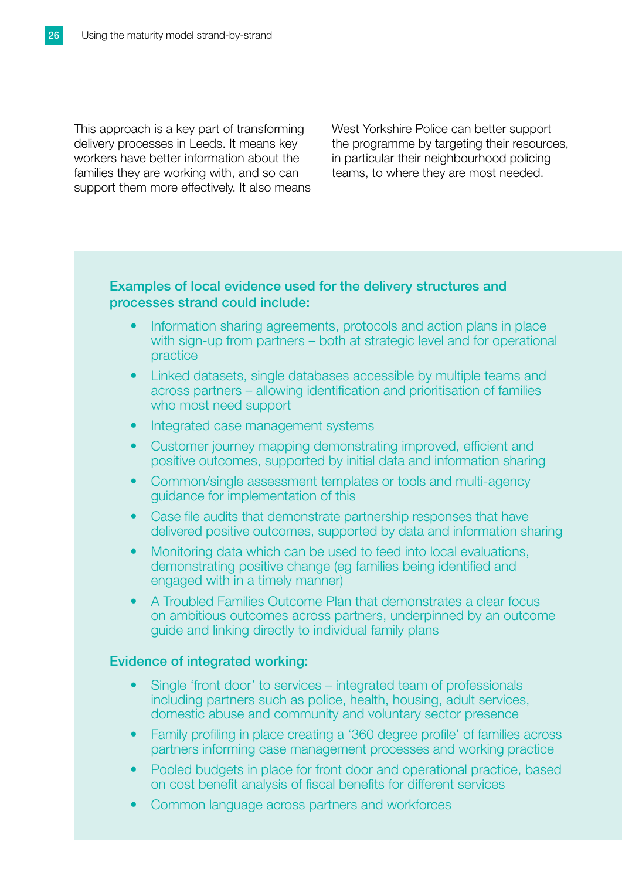This approach is a key part of transforming delivery processes in Leeds. It means key workers have better information about the families they are working with, and so can support them more effectively. It also means West Yorkshire Police can better support the programme by targeting their resources, in particular their neighbourhood policing teams, to where they are most needed.

**Examples of local evidence used for the delivery structures and processes strand could include:**

- Information sharing agreements, protocols and action plans in place with sign-up from partners – both at strategic level and for operational practice
- Linked datasets, single databases accessible by multiple teams and across partners – allowing identification and prioritisation of families who most need support
- Integrated case management systems
- Customer journey mapping demonstrating improved, efficient and positive outcomes, supported by initial data and information sharing
- Common/single assessment templates or tools and multi-agency guidance for implementation of this
- Case file audits that demonstrate partnership responses that have delivered positive outcomes, supported by data and information sharing
- Monitoring data which can be used to feed into local evaluations, demonstrating positive change (eg families being identified and engaged with in a timely manner)
- A Troubled Families Outcome Plan that demonstrates a clear focus on ambitious outcomes across partners, underpinned by an outcome guide and linking directly to individual family plans

**Evidence of integrated working:**

- Single 'front door' to services – integrated team of professionals including partners such as police, health, housing, adult services, domestic abuse and community and voluntary sector presence
- Family profiling in place creating a '360 degree profile' of families across partners informing case management processes and working practice
- Pooled budgets in place for front door and operational practice, based on cost benefit analysis of fiscal benefits for different services
- Common language across partners and workforces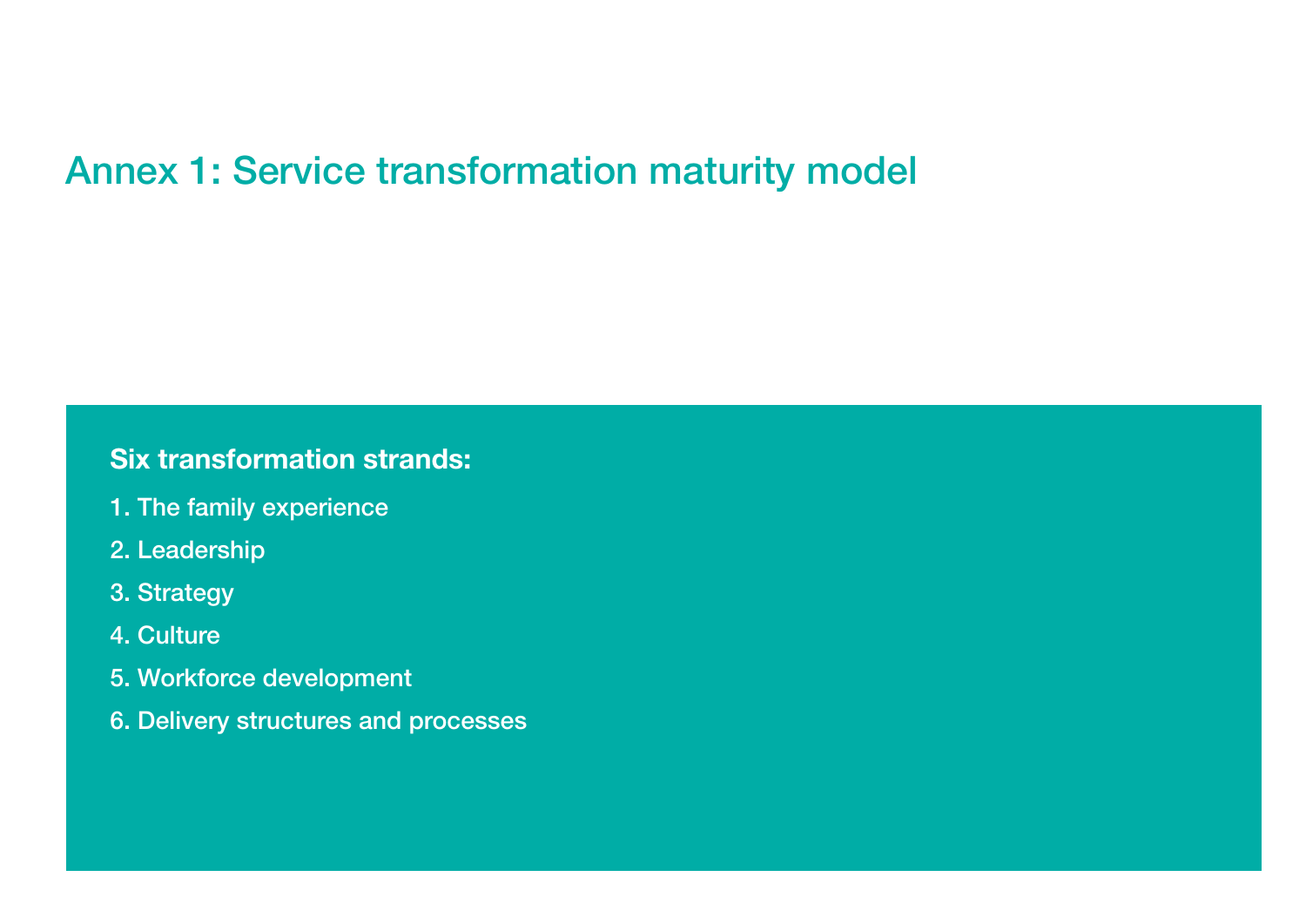# Annex 1: Service transformation maturity model

**Six transformation strands:**

1. The family experience
2. Leadership
3. Strategy
4. Culture
5. Workforce development
6. Delivery structures and processes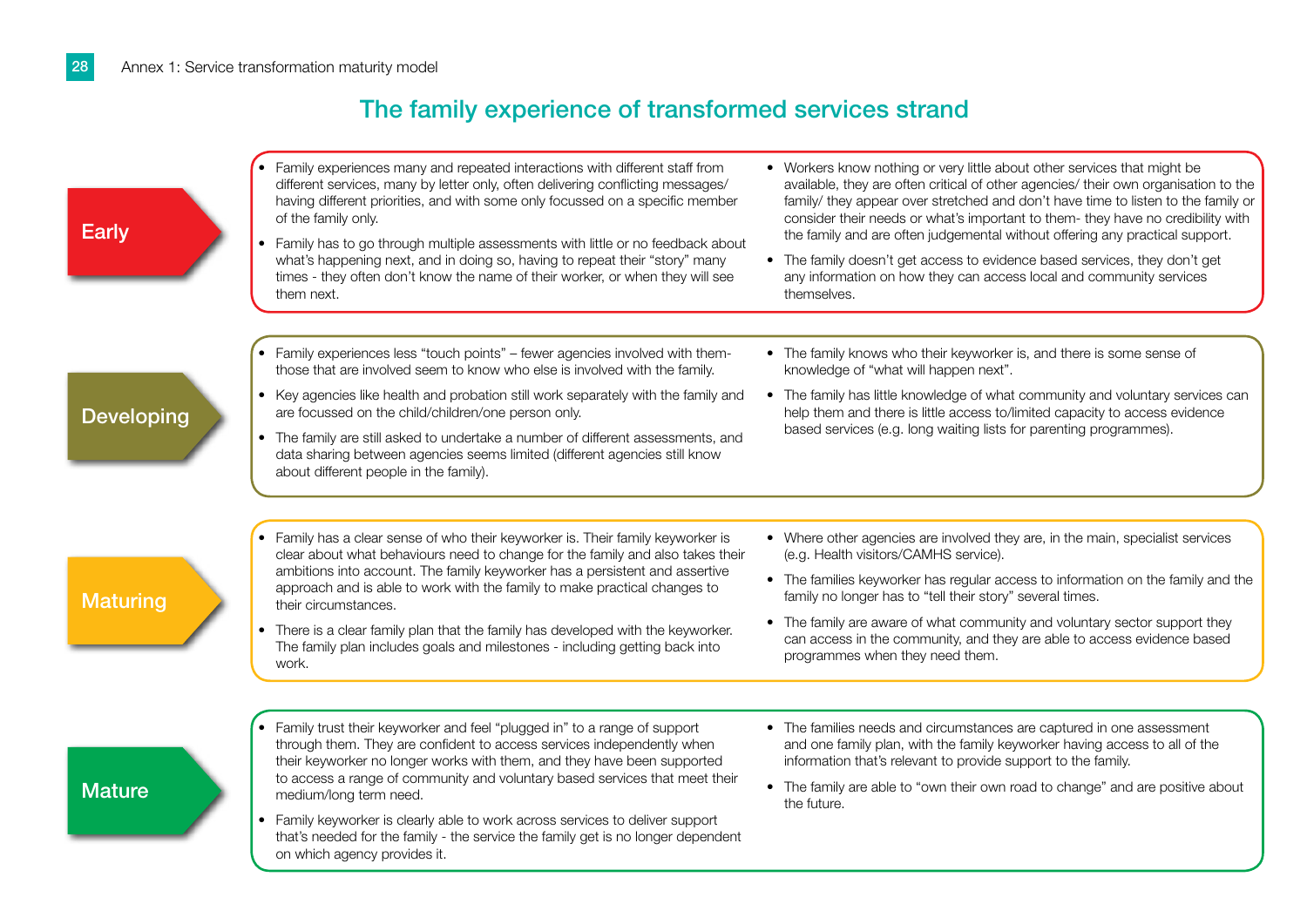# The family experience of transformed services strand

## Early

- Family experiences many and repeated interactions with different staff from different services, many by letter only, often delivering conflicting messages/ having different priorities, and with some only focussed on a specific member of the family only.
- Family has to go through multiple assessments with little or no feedback about what's happening next, and in doing so, having to repeat their "story" many times - they often don't know the name of their worker, or when they will see them next.
- Workers know nothing or very little about other services that might be available, they are often critical of other agencies/ their own organisation to the family/ they appear over stretched and don't have time to listen to the family or consider their needs or what's important to them- they have no credibility with the family and are often judgemental without offering any practical support.
- The family doesn't get access to evidence based services, they don't get any information on how they can access local and community services themselves.

## Developing

- Family experiences less "touch points" – fewer agencies involved with them- those that are involved seem to know who else is involved with the family.
- Key agencies like health and probation still work separately with the family and are focussed on the child/children/one person only.
- The family are still asked to undertake a number of different assessments, and data sharing between agencies seems limited (different agencies still know about different people in the family).
- The family knows who their keyworker is, and there is some sense of knowledge of "what will happen next".
- The family has little knowledge of what community and voluntary services can help them and there is little access to/limited capacity to access evidence based services (e.g. long waiting lists for parenting programmes).

## Maturing

- Family has a clear sense of who their keyworker is. Their family keyworker is clear about what behaviours need to change for the family and also takes their ambitions into account. The family keyworker has a persistent and assertive approach and is able to work with the family to make practical changes to their circumstances.
- There is a clear family plan that the family has developed with the keyworker. The family plan includes goals and milestones - including getting back into work.
- Where other agencies are involved they are, in the main, specialist services (e.g. Health visitors/CAMHS service).
- The families keyworker has regular access to information on the family and the family no longer has to "tell their story" several times.
- The family are aware of what community and voluntary sector support they can access in the community, and they are able to access evidence based programmes when they need them.

## Mature

- Family trust their keyworker and feel "plugged in" to a range of support through them. They are confident to access services independently when their keyworker no longer works with them, and they have been supported to access a range of community and voluntary based services that meet their medium/long term need.
- Family keyworker is clearly able to work across services to deliver support that's needed for the family - the service the family get is no longer dependent on which agency provides it.
- The families needs and circumstances are captured in one assessment and one family plan, with the family keyworker having access to all of the information that's relevant to provide support to the family.
- The family are able to "own their own road to change" and are positive about the future.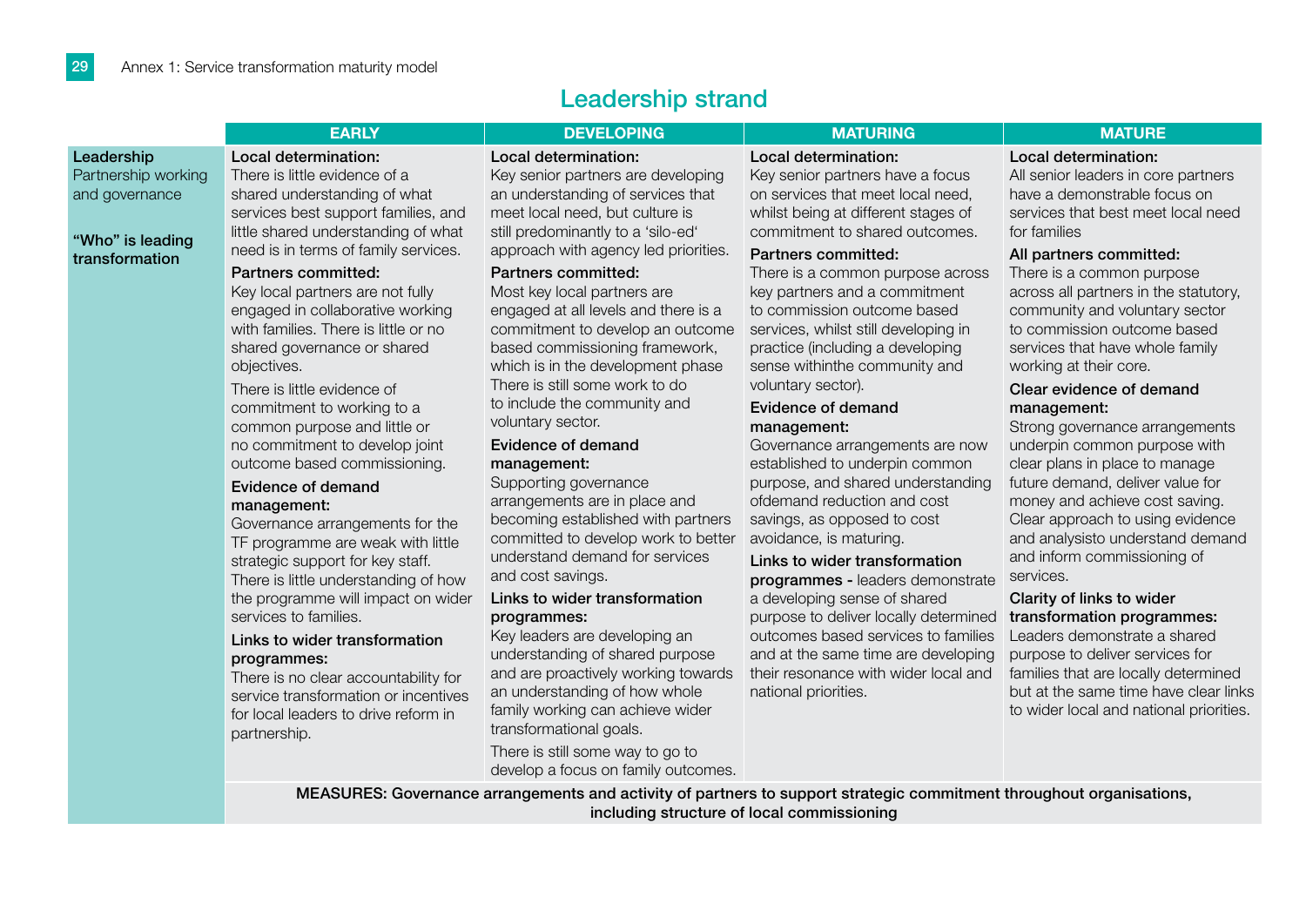## Leadership strand

| | EARLY | DEVELOPING | MATURING | MATURE |
|---|---|---|---|---|
| **Leadership** Partnership working and governance<br><br>**"Who" is leading transformation** | **Local determination:** There is little evidence of a shared understanding of what services best support families, and little shared understanding of what need is in terms of family services.<br><br>**Partners committed:** Key local partners are not fully engaged in collaborative working with families. There is little or no shared governance or shared objectives.<br><br>There is little evidence of commitment to working to a common purpose and little or no commitment to develop joint outcome based commissioning.<br><br>**Evidence of demand management:** Governance arrangements for the TF programme are weak with little strategic support for key staff. There is little understanding of how the programme will impact on wider services to families.<br><br>**Links to wider transformation programmes:** There is no clear accountability for service transformation or incentives for local leaders to drive reform in partnership. | **Local determination:** Key senior partners are developing an understanding of services that meet local need, but culture is still predominantly to a 'silo-ed' approach with agency led priorities.<br><br>**Partners committed:** Most key local partners are engaged at all levels and there is a commitment to develop an outcome based commissioning framework, which is in the development phase There is still some work to do to include the community and voluntary sector.<br><br>**Evidence of demand management:** Supporting governance arrangements are in place and becoming established with partners committed to develop work to better understand demand for services and cost savings.<br><br>**Links to wider transformation programmes:** Key leaders are developing an understanding of shared purpose and are proactively working towards an understanding of how whole family working can achieve wider transformational goals.<br><br>There is still some way to go to develop a focus on family outcomes. | **Local determination:** Key senior partners have a focus on services that meet local need, whilst being at different stages of commitment to shared outcomes.<br><br>**Partners committed:** There is a common purpose across key partners and a commitment to commission outcome based services, whilst still developing in practice (including a developing sense withinthe community and voluntary sector).<br><br>**Evidence of demand management:** Governance arrangements are now established to underpin common purpose, and shared understanding ofdemand reduction and cost savings, as opposed to cost avoidance, is maturing.<br><br>**Links to wider transformation programmes -** leaders demonstrate a developing sense of shared purpose to deliver locally determined outcomes based services to families and at the same time are developing their resonance with wider local and national priorities. | **Local determination:** All senior leaders in core partners have a demonstrable focus on services that best meet local need for families<br><br>**All partners committed:** There is a common purpose across all partners in the statutory, community and voluntary sector to commission outcome based services that have whole family working at their core.<br><br>**Clear evidence of demand management:** Strong governance arrangements underpin common purpose with clear plans in place to manage future demand, deliver value for money and achieve cost saving. Clear approach to using evidence and analysisto understand demand and inform commissioning of services.<br><br>**Clarity of links to wider transformation programmes:** Leaders demonstrate a shared purpose to deliver services for families that are locally determined but at the same time have clear links to wider local and national priorities. |
| | **MEASURES: Governance arrangements and activity of partners to support strategic commitment throughout organisations, including structure of local commissioning** | | | |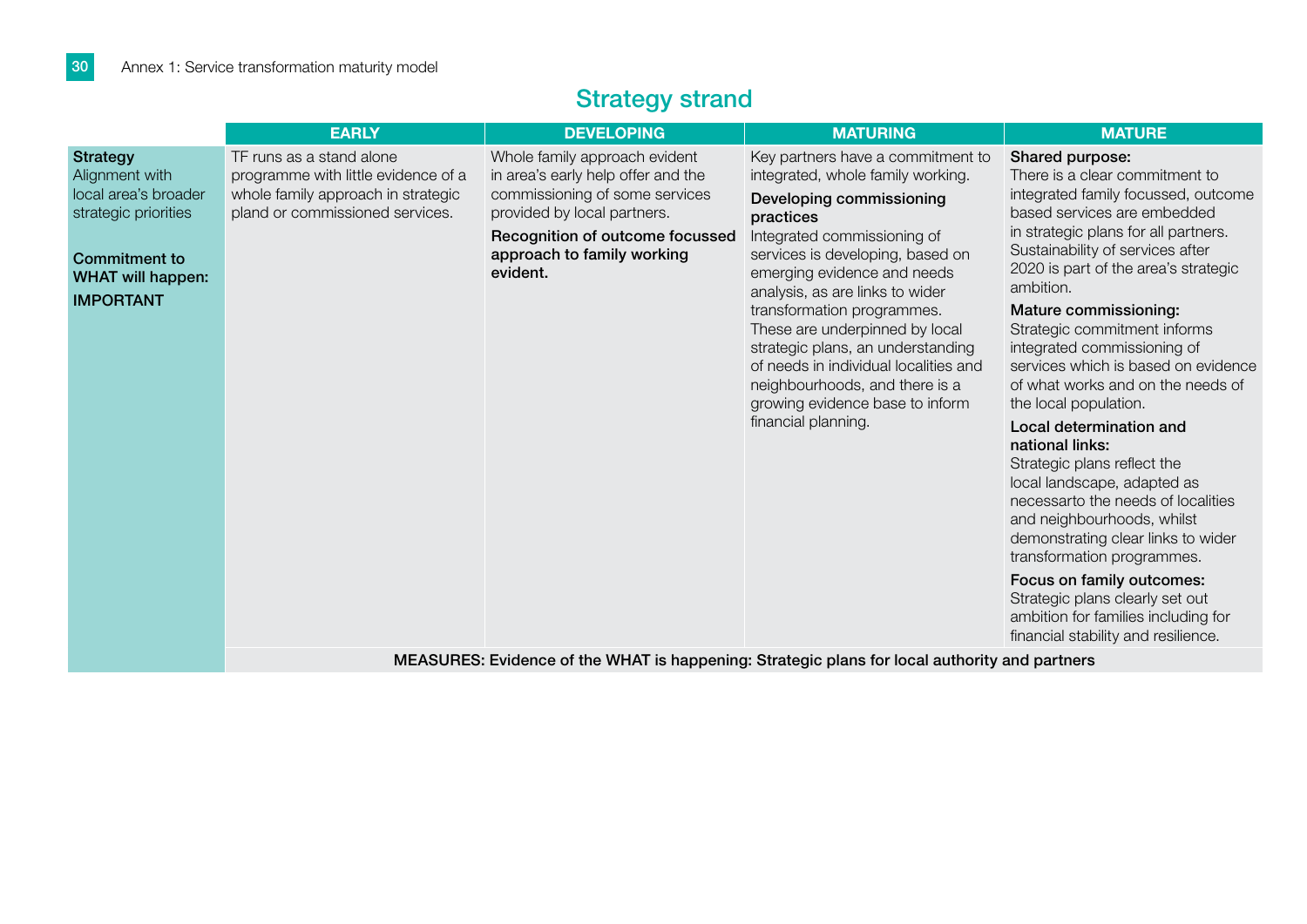## Strategy strand

| | EARLY | DEVELOPING | MATURING | MATURE |
|---|---|---|---|---|
| **Strategy** Alignment with local area's broader strategic priorities<br><br>**Commitment to WHAT will happen: IMPORTANT** | TF runs as a stand alone programme with little evidence of a whole family approach in strategic pland or commissioned services. | Whole family approach evident in area's early help offer and the commissioning of some services provided by local partners.<br><br>**Recognition of outcome focussed approach to family working evident.** | Key partners have a commitment to integrated, whole family working.<br><br>**Developing commissioning practices**<br>Integrated commissioning of services is developing, based on emerging evidence and needs analysis, as are links to wider transformation programmes. These are underpinned by local strategic plans, an understanding of needs in individual localities and neighbourhoods, and there is a growing evidence base to inform financial planning. | **Shared purpose:**<br>There is a clear commitment to integrated family focussed, outcome based services are embedded in strategic plans for all partners. Sustainability of services after 2020 is part of the area's strategic ambition.<br><br>**Mature commissioning:**<br>Strategic commitment informs integrated commissioning of services which is based on evidence of what works and on the needs of the local population.<br><br>**Local determination and national links:**<br>Strategic plans reflect the local landscape, adapted as necessarto the needs of localities and neighbourhoods, whilst demonstrating clear links to wider transformation programmes.<br><br>**Focus on family outcomes:**<br>Strategic plans clearly set out ambition for families including for financial stability and resilience. |
| | **MEASURES: Evidence of the WHAT is happening: Strategic plans for local authority and partners** | | | |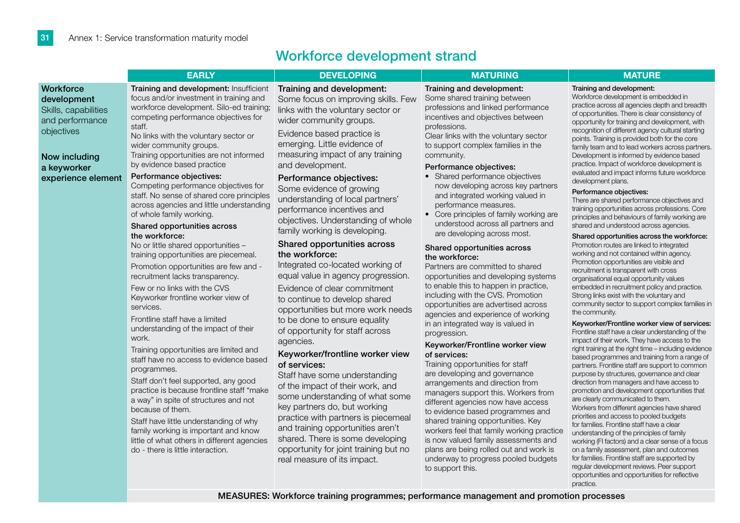## Workforce development strand

| | EARLY | DEVELOPING | MATURING | MATURE |
|---|---|---|---|---|
| **Workforce development** Skills, capabilities and performance objectives<br><br>**Now including a keyworker experience element** | **Training and development:** Insufficient focus and/or investment in training and workforce development. Silo-ed training; competing performance objectives for staff.<br>No links with the voluntary sector or wider community groups.<br>Training opportunities are not informed by evidence based practice<br>**Performance objectives:**<br>Competing performance objectives for staff. No sense of shared core principles across agencies and little understanding of whole family working.<br>**Shared opportunities across the workforce:**<br>No or little shared opportunities – training opportunities are piecemeal.<br>Promotion opportunities are few and - recruitment lacks transparency.<br>Few or no links with the CVS Keyworker frontline worker view of services.<br>Frontline staff have a limited understanding of the impact of their work.<br>Training opportunities are limited and staff have no access to evidence based programmes.<br>Staff don't feel supported, any good practice is because frontline staff "make a way" in spite of structures and not because of them.<br>Staff have little understanding of why family working is important and know little of what others in different agencies do - there is little interaction. | **Training and development:**<br>Some focus on improving skills. Few links with the voluntary sector or wider community groups.<br>Evidence based practice is emerging. Little evidence of measuring impact of any training and development.<br>**Performance objectives:**<br>Some evidence of growing understanding of local partners' performance incentives and objectives. Understanding of whole family working is developing.<br>**Shared opportunities across the workforce:**<br>Integrated co-located working of equal value in agency progression.<br>Evidence of clear commitment to continue to develop shared opportunities but more work needs to be done to ensure equality of opportunity for staff across agencies.<br>**Keyworker/frontline worker view of services:**<br>Staff have some understanding of the impact of their work, and some understanding of what some key partners do, but working practice with partners is piecemeal and training opportunities aren't shared. There is some developing opportunity for joint training but no real measure of its impact. | **Training and development:**<br>Some shared training between professions and linked performance incentives and objectives between professions.<br>Clear links with the voluntary sector to support complex families in the community.<br>**Performance objectives:**<br>• Shared performance objectives now developing across key partners and integrated working valued in performance measures.<br>• Core principles of family working are understood across all partners and are developing across most.<br>**Shared opportunities across the workforce:**<br>Partners are committed to shared opportunities and developing systems to enable this to happen in practice, including with the CVS. Promotion opportunities are advertised across agencies and experience of working in an integrated way is valued in progression.<br>**Keyworker/Frontline worker view of services:**<br>Training opportunities for staff are developing and governance arrangements and direction from managers support this. Workers from different agencies now have access to evidence based programmes and shared training opportunities. Key workers feel that family working practice is now valued family assessments and plans are being rolled out and work is underway to progress pooled budgets to support this. | **Training and development:**<br>Workforce development is embedded in practice across all agencies depth and breadth of opportunities. There is clear consistency of opportunity for training and development, with recognition of different agency cultural starting points. Training is provided both for the core family team and to lead workers across partners. Development is informed by evidence based practice. Impact of workforce development is evaluated and impact informs future workforce development plans.<br>**Performance objectives:**<br>There are shared performance objectives and training opportunities across professions. Core principles and behaviours of family working are shared and understood across agencies.<br>**Shared opportunities across the workforce:**<br>Promotion routes are linked to integrated working and not contained within agency. Promotion opportunities are visible and recruitment is transparent with cross organisational equal opportunity values embedded in recruitment policy and practice. Strong links exist with the voluntary and community sector to support complex families in the community.<br>**Keyworker/Frontline worker view of services:**<br>Frontline staff have a clear understanding of the impact of their work. They have access to the right training at the right time – including evidence based programmes and training from a range of partners. Frontline staff are support to common purpose by structures, governance and clear direction from managers and have access to promotion and development opportunities that are clearly communicated to them.<br>Workers from different agencies have shared priorities and access to pooled budgets for families. Frontline staff have a clear understanding of the principles of family working (FI factors) and a clear sense of a focus on a family assessment, plan and outcomes for families. Frontline staff are supported by regular development reviews. Peer support opportunities and opportunities for reflective practice. |
| | **MEASURES: Workforce training programmes; performance management and promotion processes** | | | |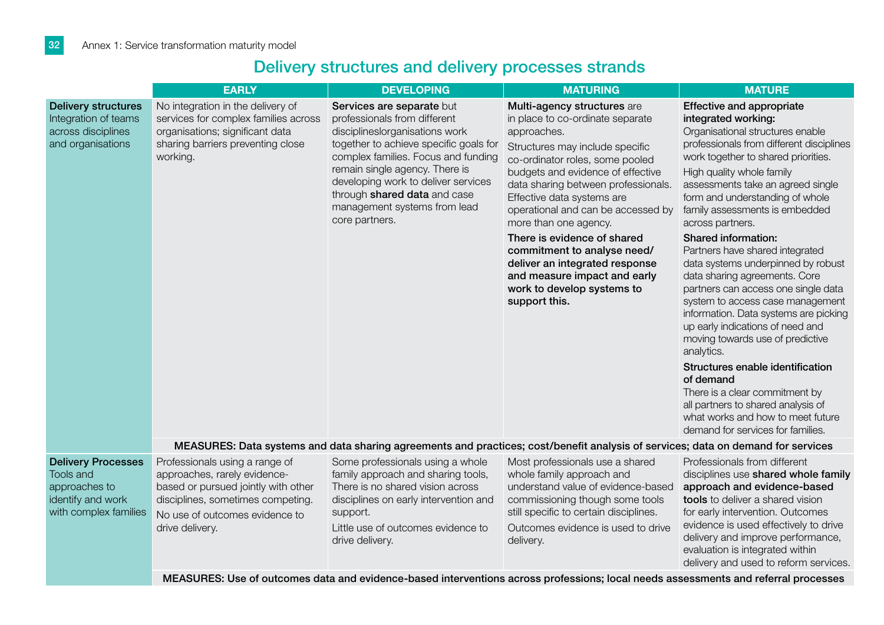## Delivery structures and delivery processes strands

| | EARLY | DEVELOPING | MATURING | MATURE |
|---|---|---|---|---|
| **Delivery structures** Integration of teams across disciplines and organisations | No integration in the delivery of services for complex families across organisations; significant data sharing barriers preventing close working. | **Services are separate** but professionals from different disciplineslorganisations work together to achieve specific goals for complex families. Focus and funding remain single agency. There is developing work to deliver services through **shared data** and case management systems from lead core partners. | **Multi-agency structures** are in place to co-ordinate separate approaches.<br><br>Structures may include specific co-ordinator roles, some pooled budgets and evidence of effective data sharing between professionals. Effective data systems are operational and can be accessed by more than one agency.<br><br>**There is evidence of shared commitment to analyse need/ deliver an integrated response and measure impact and early work to develop systems to support this.** | **Effective and appropriate integrated working:**<br>Organisational structures enable professionals from different disciplines work together to shared priorities.<br><br>High quality whole family assessments take an agreed single form and understanding of whole family assessments is embedded across partners.<br><br>**Shared information:**<br>Partners have shared integrated data systems underpinned by robust data sharing agreements. Core partners can access one single data system to access case management information. Data systems are picking up early indications of need and moving towards use of predictive analytics.<br><br>**Structures enable identification of demand**<br>There is a clear commitment by all partners to shared analysis of what works and how to meet future demand for services for families. |
| | **MEASURES: Data systems and data sharing agreements and practices; cost/benefit analysis of services; data on demand for services** | | | |
| **Delivery Processes** Tools and approaches to identify and work with complex families | Professionals using a range of approaches, rarely evidence-based or pursued jointly with other disciplines, sometimes competing.<br><br>No use of outcomes evidence to drive delivery. | Some professionals using a whole family approach and sharing tools, There is no shared vision across disciplines on early intervention and support.<br><br>Little use of outcomes evidence to drive delivery. | Most professionals use a shared whole family approach and understand value of evidence-based commissioning though some tools still specific to certain disciplines.<br><br>Outcomes evidence is used to drive delivery. | Professionals from different disciplines use **shared whole family approach and evidence-based tools** to deliver a shared vision for early intervention. Outcomes evidence is used effectively to drive delivery and improve performance, evaluation is integrated within delivery and used to reform services. |
| | **MEASURES: Use of outcomes data and evidence-based interventions across professions; local needs assessments and referral processes** | | | |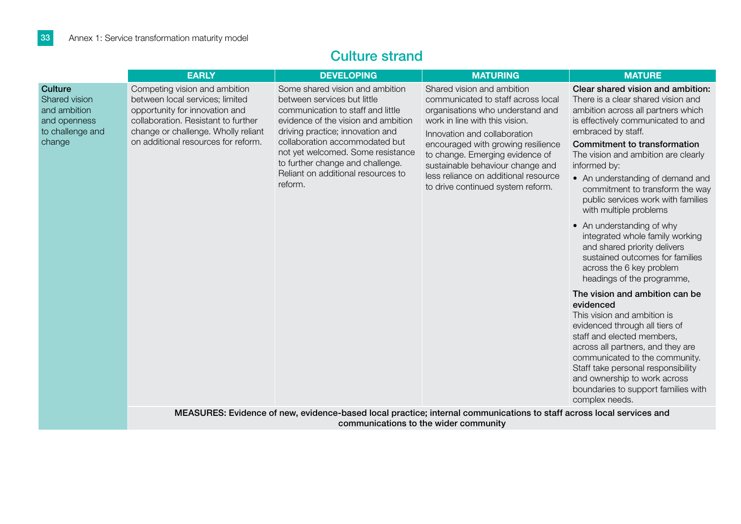## Culture strand

| | EARLY | DEVELOPING | MATURING | MATURE |
|---|---|---|---|---|
| **Culture** Shared vision and ambition and openness to challenge and change | Competing vision and ambition between local services; limited opportunity for innovation and collaboration. Resistant to further change or challenge. Wholly reliant on additional resources for reform. | Some shared vision and ambition between services but little communication to staff and little evidence of the vision and ambition driving practice; innovation and collaboration accommodated but not yet welcomed. Some resistance to further change and challenge. Reliant on additional resources to reform. | Shared vision and ambition communicated to staff across local organisations who understand and work in line with this vision.<br><br>Innovation and collaboration encouraged with growing resilience to change. Emerging evidence of sustainable behaviour change and less reliance on additional resource to drive continued system reform. | **Clear shared vision and ambition:** There is a clear shared vision and ambition across all partners which is effectively communicated to and embraced by staff.<br><br>**Commitment to transformation** The vision and ambition are clearly informed by:<br>• An understanding of demand and commitment to transform the way public services work with families with multiple problems<br>• An understanding of why integrated whole family working and shared priority delivers sustained outcomes for families across the 6 key problem headings of the programme,<br><br>**The vision and ambition can be evidenced** This vision and ambition is evidenced through all tiers of staff and elected members, across all partners, and they are communicated to the community. Staff take personal responsibility and ownership to work across boundaries to support families with complex needs. |
| | **MEASURES: Evidence of new, evidence-based local practice; internal communications to staff across local services and communications to the wider community** | | | |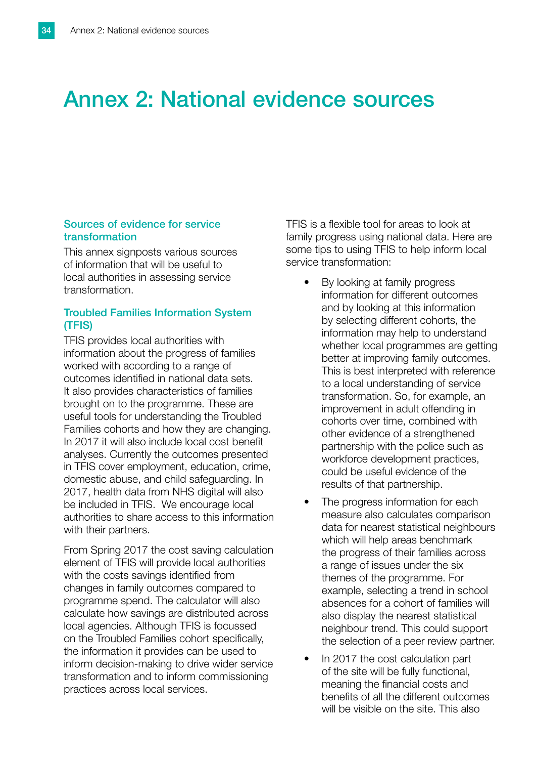# Annex 2: National evidence sources

### Sources of evidence for service transformation

This annex signposts various sources of information that will be useful to local authorities in assessing service transformation.

### Troubled Families Information System (TFIS)

TFIS provides local authorities with information about the progress of families worked with according to a range of outcomes identified in national data sets. It also provides characteristics of families brought on to the programme. These are useful tools for understanding the Troubled Families cohorts and how they are changing. In 2017 it will also include local cost benefit analyses. Currently the outcomes presented in TFIS cover employment, education, crime, domestic abuse, and child safeguarding. In 2017, health data from NHS digital will also be included in TFIS. We encourage local authorities to share access to this information with their partners.

From Spring 2017 the cost saving calculation element of TFIS will provide local authorities with the costs savings identified from changes in family outcomes compared to programme spend. The calculator will also calculate how savings are distributed across local agencies. Although TFIS is focussed on the Troubled Families cohort specifically, the information it provides can be used to inform decision-making to drive wider service transformation and to inform commissioning practices across local services.

TFIS is a flexible tool for areas to look at family progress using national data. Here are some tips to using TFIS to help inform local service transformation:

- By looking at family progress information for different outcomes and by looking at this information by selecting different cohorts, the information may help to understand whether local programmes are getting better at improving family outcomes. This is best interpreted with reference to a local understanding of service transformation. So, for example, an improvement in adult offending in cohorts over time, combined with other evidence of a strengthened partnership with the police such as workforce development practices, could be useful evidence of the results of that partnership.
- The progress information for each measure also calculates comparison data for nearest statistical neighbours which will help areas benchmark the progress of their families across a range of issues under the six themes of the programme. For example, selecting a trend in school absences for a cohort of families will also display the nearest statistical neighbour trend. This could support the selection of a peer review partner.
- In 2017 the cost calculation part of the site will be fully functional, meaning the financial costs and benefits of all the different outcomes will be visible on the site. This also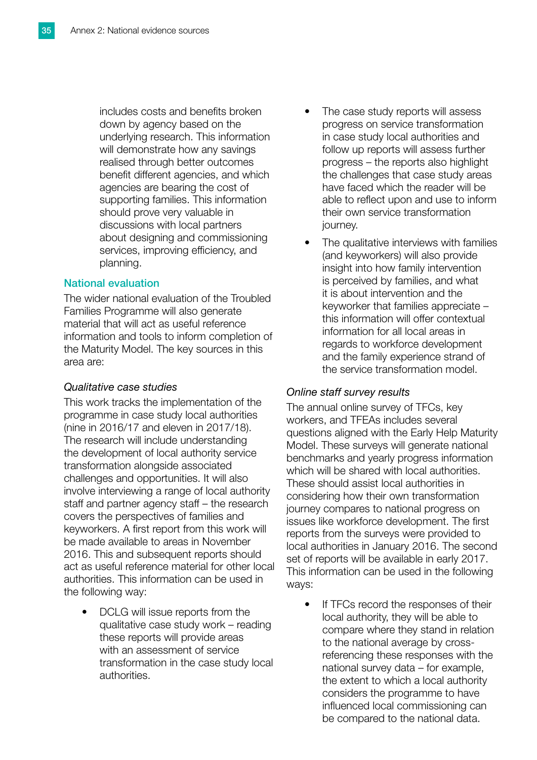includes costs and benefits broken down by agency based on the underlying research. This information will demonstrate how any savings realised through better outcomes benefit different agencies, and which agencies are bearing the cost of supporting families. This information should prove very valuable in discussions with local partners about designing and commissioning services, improving efficiency, and planning.

### National evaluation

The wider national evaluation of the Troubled Families Programme will also generate material that will act as useful reference information and tools to inform completion of the Maturity Model. The key sources in this area are:

*Qualitative case studies*

This work tracks the implementation of the programme in case study local authorities (nine in 2016/17 and eleven in 2017/18). The research will include understanding the development of local authority service transformation alongside associated challenges and opportunities. It will also involve interviewing a range of local authority staff and partner agency staff – the research covers the perspectives of families and keyworkers. A first report from this work will be made available to areas in November 2016. This and subsequent reports should act as useful reference material for other local authorities. This information can be used in the following way:

- DCLG will issue reports from the qualitative case study work – reading these reports will provide areas with an assessment of service transformation in the case study local authorities.
- The case study reports will assess progress on service transformation in case study local authorities and follow up reports will assess further progress – the reports also highlight the challenges that case study areas have faced which the reader will be able to reflect upon and use to inform their own service transformation journey.
- The qualitative interviews with families (and keyworkers) will also provide insight into how family intervention is perceived by families, and what it is about intervention and the keyworker that families appreciate – this information will offer contextual information for all local areas in regards to workforce development and the family experience strand of the service transformation model.

*Online staff survey results*

The annual online survey of TFCs, key workers, and TFEAs includes several questions aligned with the Early Help Maturity Model. These surveys will generate national benchmarks and yearly progress information which will be shared with local authorities. These should assist local authorities in considering how their own transformation journey compares to national progress on issues like workforce development. The first reports from the surveys were provided to local authorities in January 2016. The second set of reports will be available in early 2017. This information can be used in the following ways:

- If TFCs record the responses of their local authority, they will be able to compare where they stand in relation to the national average by cross-referencing these responses with the national survey data – for example, the extent to which a local authority considers the programme to have influenced local commissioning can be compared to the national data.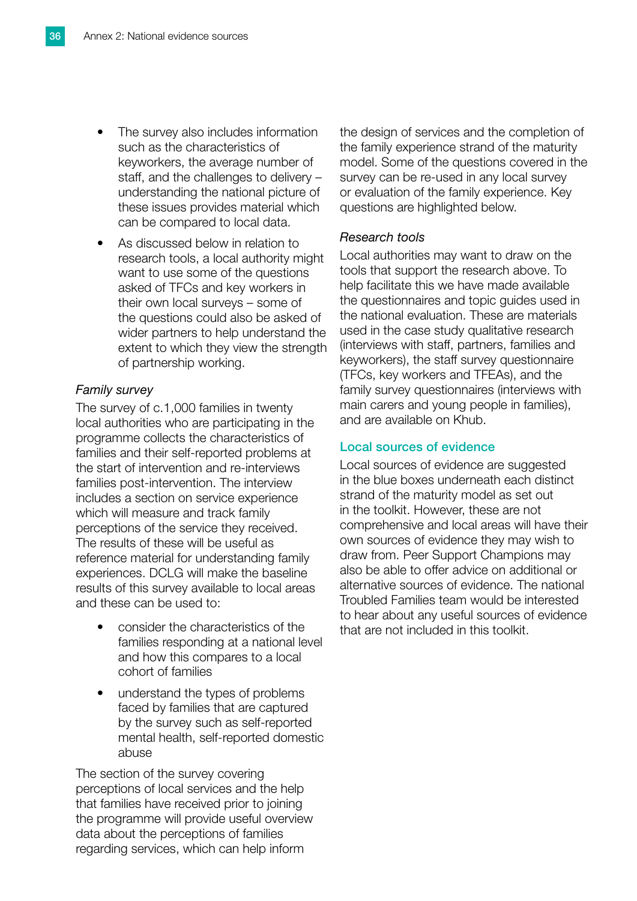- The survey also includes information such as the characteristics of keyworkers, the average number of staff, and the challenges to delivery – understanding the national picture of these issues provides material which can be compared to local data.
- As discussed below in relation to research tools, a local authority might want to use some of the questions asked of TFCs and key workers in their own local surveys – some of the questions could also be asked of wider partners to help understand the extent to which they view the strength of partnership working.

*Family survey*

The survey of c.1,000 families in twenty local authorities who are participating in the programme collects the characteristics of families and their self-reported problems at the start of intervention and re-interviews families post-intervention. The interview includes a section on service experience which will measure and track family perceptions of the service they received. The results of these will be useful as reference material for understanding family experiences. DCLG will make the baseline results of this survey available to local areas and these can be used to:

- consider the characteristics of the families responding at a national level and how this compares to a local cohort of families
- understand the types of problems faced by families that are captured by the survey such as self-reported mental health, self-reported domestic abuse

The section of the survey covering perceptions of local services and the help that families have received prior to joining the programme will provide useful overview data about the perceptions of families regarding services, which can help inform the design of services and the completion of the family experience strand of the maturity model. Some of the questions covered in the survey can be re-used in any local survey or evaluation of the family experience. Key questions are highlighted below.

*Research tools*

Local authorities may want to draw on the tools that support the research above. To help facilitate this we have made available the questionnaires and topic guides used in the national evaluation. These are materials used in the case study qualitative research (interviews with staff, partners, families and keyworkers), the staff survey questionnaire (TFCs, key workers and TFEAs), and the family survey questionnaires (interviews with main carers and young people in families), and are available on Khub.

## Local sources of evidence

Local sources of evidence are suggested in the blue boxes underneath each distinct strand of the maturity model as set out in the toolkit. However, these are not comprehensive and local areas will have their own sources of evidence they may wish to draw from. Peer Support Champions may also be able to offer advice on additional or alternative sources of evidence. The national Troubled Families team would be interested to hear about any useful sources of evidence that are not included in this toolkit.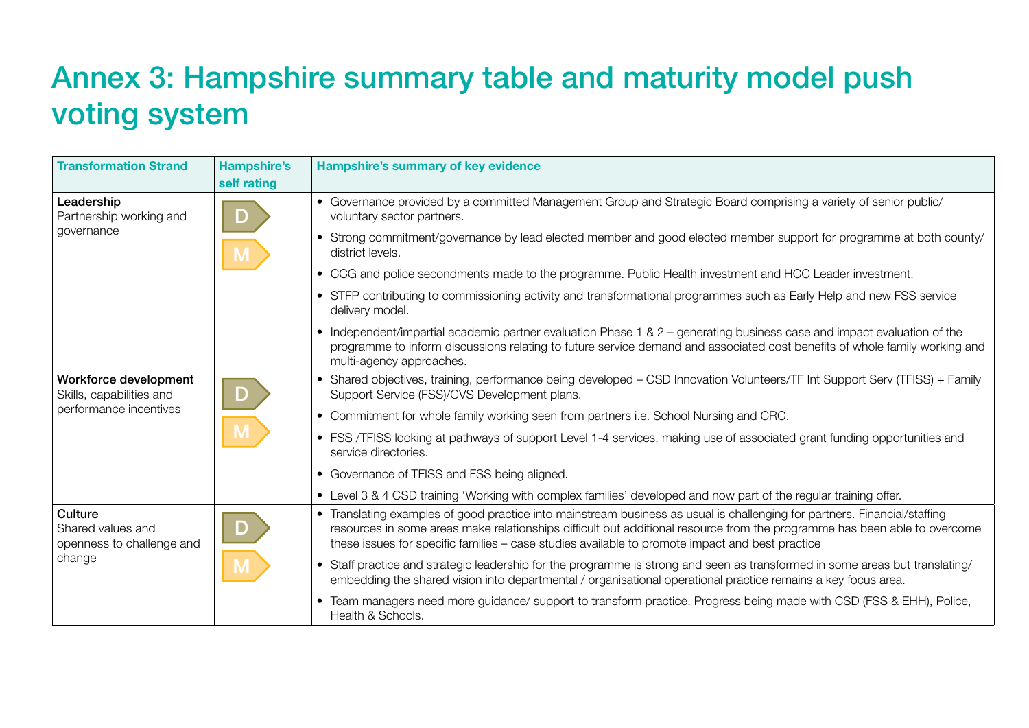# Annex 3: Hampshire summary table and maturity model push voting system

| Transformation Strand | Hampshire's self rating | Hampshire's summary of key evidence |
|---|---|---|
| **Leadership** Partnership working and governance | D M | • Governance provided by a committed Management Group and Strategic Board comprising a variety of senior public/ voluntary sector partners.<br>• Strong commitment/governance by lead elected member and good elected member support for programme at both county/ district levels.<br>• CCG and police secondments made to the programme. Public Health investment and HCC Leader investment.<br>• STFP contributing to commissioning activity and transformational programmes such as Early Help and new FSS service delivery model.<br>• Independent/impartial academic partner evaluation Phase 1 & 2 – generating business case and impact evaluation of the programme to inform discussions relating to future service demand and associated cost benefits of whole family working and multi-agency approaches. |
| **Workforce development** Skills, capabilities and performance incentives | D M | • Shared objectives, training, performance being developed – CSD Innovation Volunteers/TF Int Support Serv (TFISS) + Family Support Service (FSS)/CVS Development plans.<br>• Commitment for whole family working seen from partners i.e. School Nursing and CRC.<br>• FSS /TFISS looking at pathways of support Level 1-4 services, making use of associated grant funding opportunities and service directories.<br>• Governance of TFISS and FSS being aligned.<br>• Level 3 & 4 CSD training 'Working with complex families' developed and now part of the regular training offer. |
| **Culture** Shared values and openness to challenge and change | D M | • Translating examples of good practice into mainstream business as usual is challenging for partners. Financial/staffing resources in some areas make relationships difficult but additional resource from the programme has been able to overcome these issues for specific families – case studies available to promote impact and best practice<br>• Staff practice and strategic leadership for the programme is strong and seen as transformed in some areas but translating/ embedding the shared vision into departmental / organisational operational practice remains a key focus area.<br>• Team managers need more guidance/ support to transform practice. Progress being made with CSD (FSS & EHH), Police, Health & Schools. |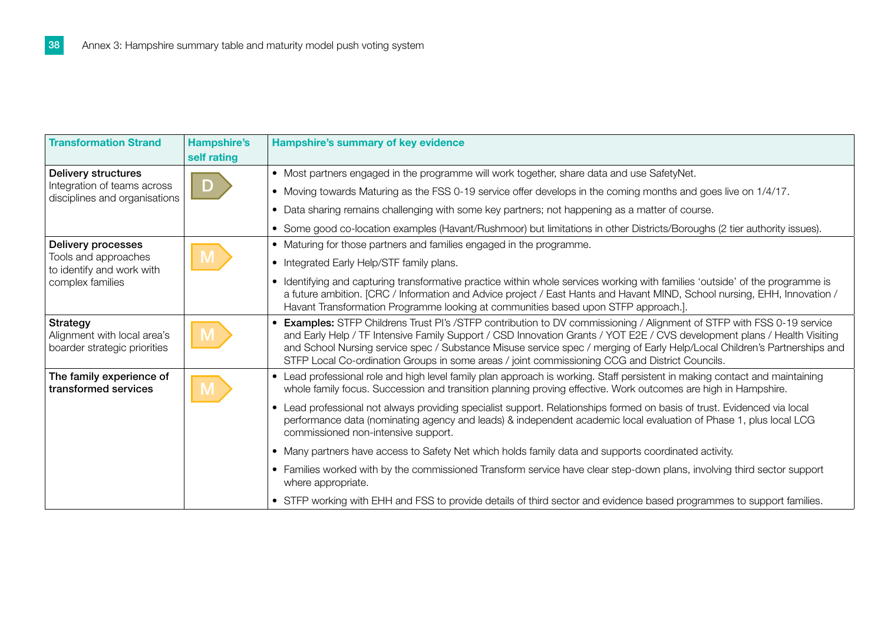Annex 3: Hampshire summary table and maturity model push voting system

| Transformation Strand | Hampshire's self rating | Hampshire's summary of key evidence |
|---|---|---|
| **Delivery structures** Integration of teams across disciplines and organisations | D | • Most partners engaged in the programme will work together, share data and use SafetyNet.<br>• Moving towards Maturing as the FSS 0-19 service offer develops in the coming months and goes live on 1/4/17.<br>• Data sharing remains challenging with some key partners; not happening as a matter of course.<br>• Some good co-location examples (Havant/Rushmoor) but limitations in other Districts/Boroughs (2 tier authority issues). |
| **Delivery processes** Tools and approaches to identify and work with complex families | M | • Maturing for those partners and families engaged in the programme.<br>• Integrated Early Help/STF family plans.<br>• Identifying and capturing transformative practice within whole services working with families 'outside' of the programme is a future ambition. [CRC / Information and Advice project / East Hants and Havant MIND, School nursing, EHH, Innovation / Havant Transformation Programme looking at communities based upon STFP approach.]. |
| **Strategy** Alignment with local area's boarder strategic priorities | M | • **Examples:** STFP Childrens Trust PI's /STFP contribution to DV commissioning / Alignment of STFP with FSS 0-19 service and Early Help / TF Intensive Family Support / CSD Innovation Grants / YOT E2E / CVS development plans / Health Visiting and School Nursing service spec / Substance Misuse service spec / merging of Early Help/Local Children's Partnerships and STFP Local Co-ordination Groups in some areas / joint commissioning CCG and District Councils. |
| **The family experience of transformed services** | M | • Lead professional role and high level family plan approach is working. Staff persistent in making contact and maintaining whole family focus. Succession and transition planning proving effective. Work outcomes are high in Hampshire.<br>• Lead professional not always providing specialist support. Relationships formed on basis of trust. Evidenced via local performance data (nominating agency and leads) & independent academic local evaluation of Phase 1, plus local LCG commissioned non-intensive support.<br>• Many partners have access to Safety Net which holds family data and supports coordinated activity.<br>• Families worked with by the commissioned Transform service have clear step-down plans, involving third sector support where appropriate.<br>• STFP working with EHH and FSS to provide details of third sector and evidence based programmes to support families. |